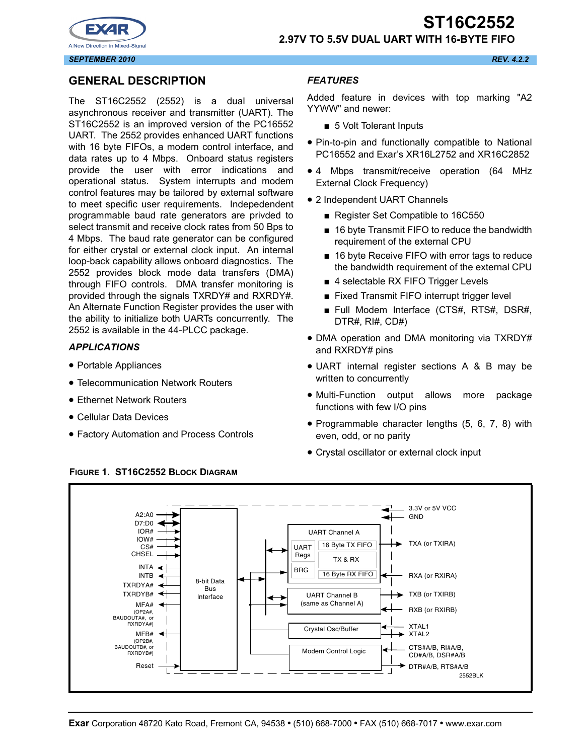# ST16C2552

## 2.97V TO 5.5V DUAL UART WITH 16-BYTE FIFO

SEPTEMBER 2010 REV. 4.2.2

## GENERAL DESCRIPTION

The ST16C2552 (2552) is a dual universal asynchronous receiver and transmitter (UART). The ST16C2552 is an improved version of the PC16552 UART. The 2552 provides enhanced UART functions with 16 byte FIFOs, a modem control interface, and data rates up to 4 Mbps. Onboard status registers provide the user with error indications and operational status. System interrupts and modem control features may be tailored by external software to meet specific user requirements. Indepedendent programmable baud rate generators are privded to select transmit and receive clock rates from 50 Bps to 4 Mbps. The baud rate generator can be configured for either crystal or external clock input. An internal loop-back capability allows onboard diagnostics. The 2552 provides block mode data transfers (DMA) through FIFO controls. DMA transfer monitoring is provided through the signals TXRDY# and RXRDY#. An Alternate Function Register provides the user with the ability to initialize both UARTs concurrently. The 2552 is available in the 44-PLCC package.

### *APPLICATIONS*

- Portable Appliances
- Telecommunication Network Routers
- Ethernet Network Routers
- Cellular Data Devices
- Factory Automation and Process Controls

### *FEATURES*

Added feature in devices with top marking "A2 YYWW" and newer:

- 5 Volt Tolerant Inputs

- Pin-to-pin and functionally compatible to National PC16552 and Exar's XR16L2752 and XR16C2852
- 4 Mbps transmit/receive operation (64 MHz External Clock Frequency)
- 2 Independent UART Channels
  - Register Set Compatible to 16C550
  - 16 byte Transmit FIFO to reduce the bandwidth requirement of the external CPU
  - 16 byte Receive FIFO with error tags to reduce the bandwidth requirement of the external CPU
  - 4 selectable RX FIFO Trigger Levels
  - Fixed Transmit FIFO interrupt trigger level
  - Full Modem Interface (CTS#, RTS#, DSR#, DTR#, RI#, CD#)
- DMA operation and DMA monitoring via TXRDY# and RXRDY# pins
- UART internal register sections A & B may be written to concurrently
- Multi-Function output allows more package functions with few I/O pins
- Programmable character lengths (5, 6, 7, 8) with even, odd, or no parity
- Crystal oscillator or external clock input

FIGURE 1. ST16C2552 BLOCK DIAGRAM

A2:A0, D7:D0, IOR#, IOW#, CS#, CHSEL, INTA, INTB, TXRDYA#, TXRDYB#, MFA# (OP2A#, BAUDOUTA#, or RXRDYA#), MFB# (OP2B#, BAUDOUTB#, or RXRDYB#), Reset — 8-bit Data Bus Interface — UART Channel A (UART Regs, BRG, 16 Byte TX FIFO, TX & RX, 16 Byte RX FIFO), UART Channel B (same as Channel A), Crystal Osc/Buffer, Modem Control Logic — 3.3V or 5V VCC, GND, TXA (or TXIRA), RXA (or RXIRA), TXB (or TXIRB), RXB (or RXIRB), XTAL1, XTAL2, CTS#A/B, RI#A/B, CD#A/B, DSR#A/B, DTR#A/B, RTS#A/B

2552BLK

**Exar** Corporation 48720 Kato Road, Fremont CA, 94538 • (510) 668-7000 • FAX (510) 668-7017 • www.exar.com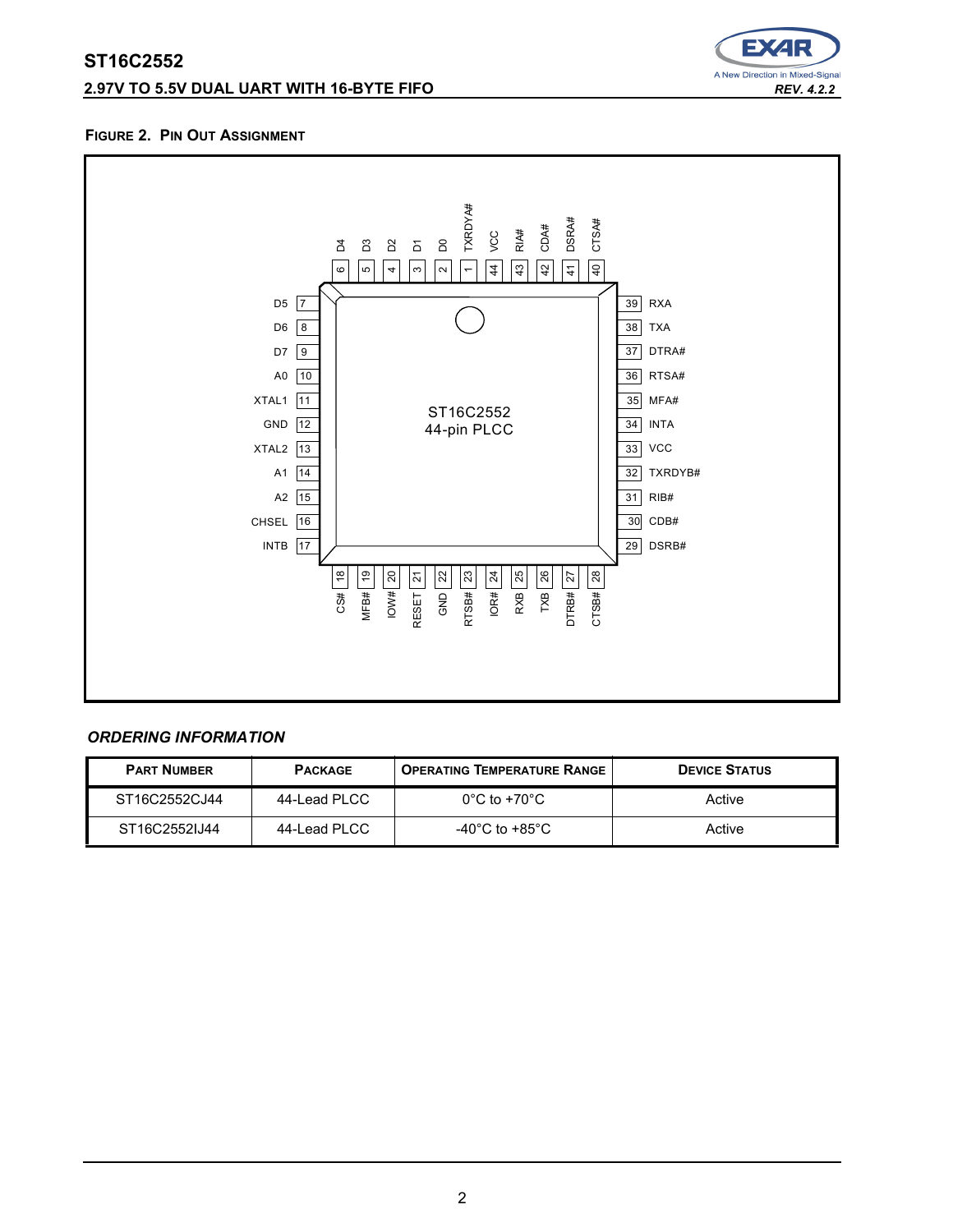**FIGURE 2. PIN OUT ASSIGNMENT**

ST16C2552
44-pin PLCC

| Pin | Name | Pin | Name |
|---|---|---|---|
| 1 | TXRDYA# | 23 | RTSB# |
| 2 | D0 | 24 | IOR# |
| 3 | D1 | 25 | RXB |
| 4 | D2 | 26 | TXB |
| 5 | D3 | 27 | DTRB# |
| 6 | D4 | 28 | CTSB# |
| 7 | D5 | 29 | DSRB# |
| 8 | D6 | 30 | CDB# |
| 9 | D7 | 31 | RIB# |
| 10 | A0 | 32 | TXRDYB# |
| 11 | XTAL1 | 33 | VCC |
| 12 | GND | 34 | INTA |
| 13 | XTAL2 | 35 | MFA# |
| 14 | A1 | 36 | RTSA# |
| 15 | A2 | 37 | DTRA# |
| 16 | CHSEL | 38 | TXA |
| 17 | INTB | 39 | RXA |
| 18 | CS# | 40 | CTSA# |
| 19 | MFB# | 41 | DSRA# |
| 20 | IOW# | 42 | CDA# |
| 21 | RESET | 43 | RIA# |
| 22 | GND | 44 | VCC |

## *ORDERING INFORMATION*

| PART NUMBER | PACKAGE | OPERATING TEMPERATURE RANGE | DEVICE STATUS |
|---|---|---|---|
| ST16C2552CJ44 | 44-Lead PLCC | 0°C to +70°C | Active |
| ST16C2552IJ44 | 44-Lead PLCC | -40°C to +85°C | Active |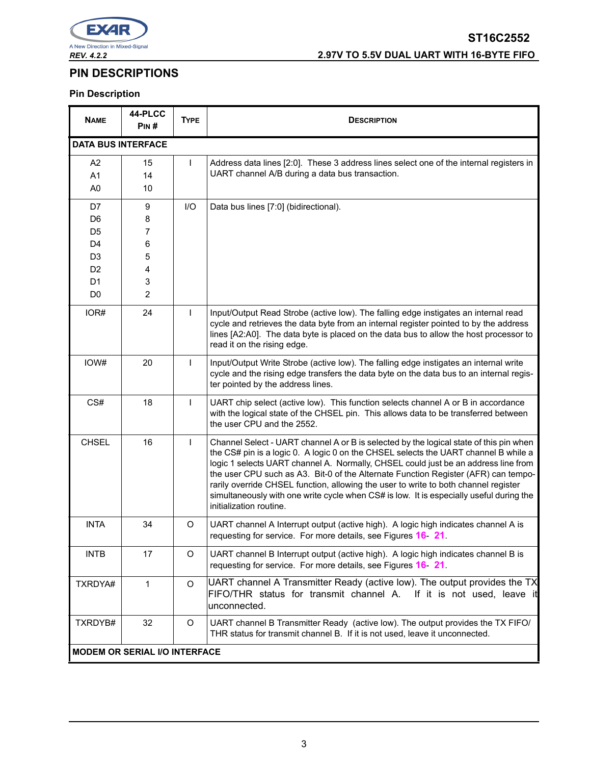## PIN DESCRIPTIONS

### Pin Description

| NAME | 44-PLCC PIN # | TYPE | DESCRIPTION |
|---|---|---|---|
| **DATA BUS INTERFACE** | | | |
| A2<br>A1<br>A0 | 15<br>14<br>10 | I | Address data lines [2:0]. These 3 address lines select one of the internal registers in UART channel A/B during a data bus transaction. |
| D7<br>D6<br>D5<br>D4<br>D3<br>D2<br>D1<br>D0 | 9<br>8<br>7<br>6<br>5<br>4<br>3<br>2 | I/O | Data bus lines [7:0] (bidirectional). |
| IOR# | 24 | I | Input/Output Read Strobe (active low). The falling edge instigates an internal read cycle and retrieves the data byte from an internal register pointed to by the address lines [A2:A0]. The data byte is placed on the data bus to allow the host processor to read it on the rising edge. |
| IOW# | 20 | I | Input/Output Write Strobe (active low). The falling edge instigates an internal write cycle and the rising edge transfers the data byte on the data bus to an internal register pointed by the address lines. |
| CS# | 18 | I | UART chip select (active low). This function selects channel A or B in accordance with the logical state of the CHSEL pin. This allows data to be transferred between the user CPU and the 2552. |
| CHSEL | 16 | I | Channel Select - UART channel A or B is selected by the logical state of this pin when the CS# pin is a logic 0. A logic 0 on the CHSEL selects the UART channel B while a logic 1 selects UART channel A. Normally, CHSEL could just be an address line from the user CPU such as A3. Bit-0 of the Alternate Function Register (AFR) can temporarily override CHSEL function, allowing the user to write to both channel register simultaneously with one write cycle when CS# is low. It is especially useful during the initialization routine. |
| INTA | 34 | O | UART channel A Interrupt output (active high). A logic high indicates channel A is requesting for service. For more details, see Figures 16- 21. |
| INTB | 17 | O | UART channel B Interrupt output (active high). A logic high indicates channel B is requesting for service. For more details, see Figures 16- 21. |
| TXRDYA# | 1 | O | UART channel A Transmitter Ready (active low). The output provides the TX FIFO/THR status for transmit channel A. If it is not used, leave it unconnected. |
| TXRDYB# | 32 | O | UART channel B Transmitter Ready (active low). The output provides the TX FIFO/THR status for transmit channel B. If it is not used, leave it unconnected. |
| **MODEM OR SERIAL I/O INTERFACE** | | | |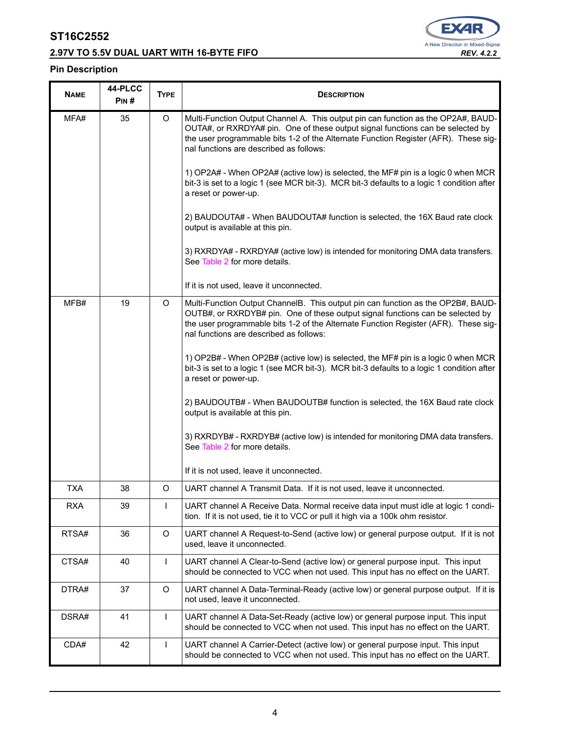## Pin Description

| NAME | 44-PLCC PIN # | TYPE | DESCRIPTION |
|---|---|---|---|
| MFA# | 35 | O | Multi-Function Output Channel A. This output pin can function as the OP2A#, BAUDOUTA#, or RXRDYA# pin. One of these output signal functions can be selected by the user programmable bits 1-2 of the Alternate Function Register (AFR). These signal functions are described as follows:<br><br>1) OP2A# - When OP2A# (active low) is selected, the MF# pin is a logic 0 when MCR bit-3 is set to a logic 1 (see MCR bit-3). MCR bit-3 defaults to a logic 1 condition after a reset or power-up.<br><br>2) BAUDOUTA# - When BAUDOUTA# function is selected, the 16X Baud rate clock output is available at this pin.<br><br>3) RXRDYA# - RXRDYA# (active low) is intended for monitoring DMA data transfers. See Table 2 for more details.<br><br>If it is not used, leave it unconnected. |
| MFB# | 19 | O | Multi-Function Output ChannelB. This output pin can function as the OP2B#, BAUDOUTB#, or RXRDYB# pin. One of these output signal functions can be selected by the user programmable bits 1-2 of the Alternate Function Register (AFR). These signal functions are described as follows:<br><br>1) OP2B# - When OP2B# (active low) is selected, the MF# pin is a logic 0 when MCR bit-3 is set to a logic 1 (see MCR bit-3). MCR bit-3 defaults to a logic 1 condition after a reset or power-up.<br><br>2) BAUDOUTB# - When BAUDOUTB# function is selected, the 16X Baud rate clock output is available at this pin.<br><br>3) RXRDYB# - RXRDYB# (active low) is intended for monitoring DMA data transfers. See Table 2 for more details.<br><br>If it is not used, leave it unconnected. |
| TXA | 38 | O | UART channel A Transmit Data. If it is not used, leave it unconnected. |
| RXA | 39 | I | UART channel A Receive Data. Normal receive data input must idle at logic 1 condition. If it is not used, tie it to VCC or pull it high via a 100k ohm resistor. |
| RTSA# | 36 | O | UART channel A Request-to-Send (active low) or general purpose output. If it is not used, leave it unconnected. |
| CTSA# | 40 | I | UART channel A Clear-to-Send (active low) or general purpose input. This input should be connected to VCC when not used. This input has no effect on the UART. |
| DTRA# | 37 | O | UART channel A Data-Terminal-Ready (active low) or general purpose output. If it is not used, leave it unconnected. |
| DSRA# | 41 | I | UART channel A Data-Set-Ready (active low) or general purpose input. This input should be connected to VCC when not used. This input has no effect on the UART. |
| CDA# | 42 | I | UART channel A Carrier-Detect (active low) or general purpose input. This input should be connected to VCC when not used. This input has no effect on the UART. |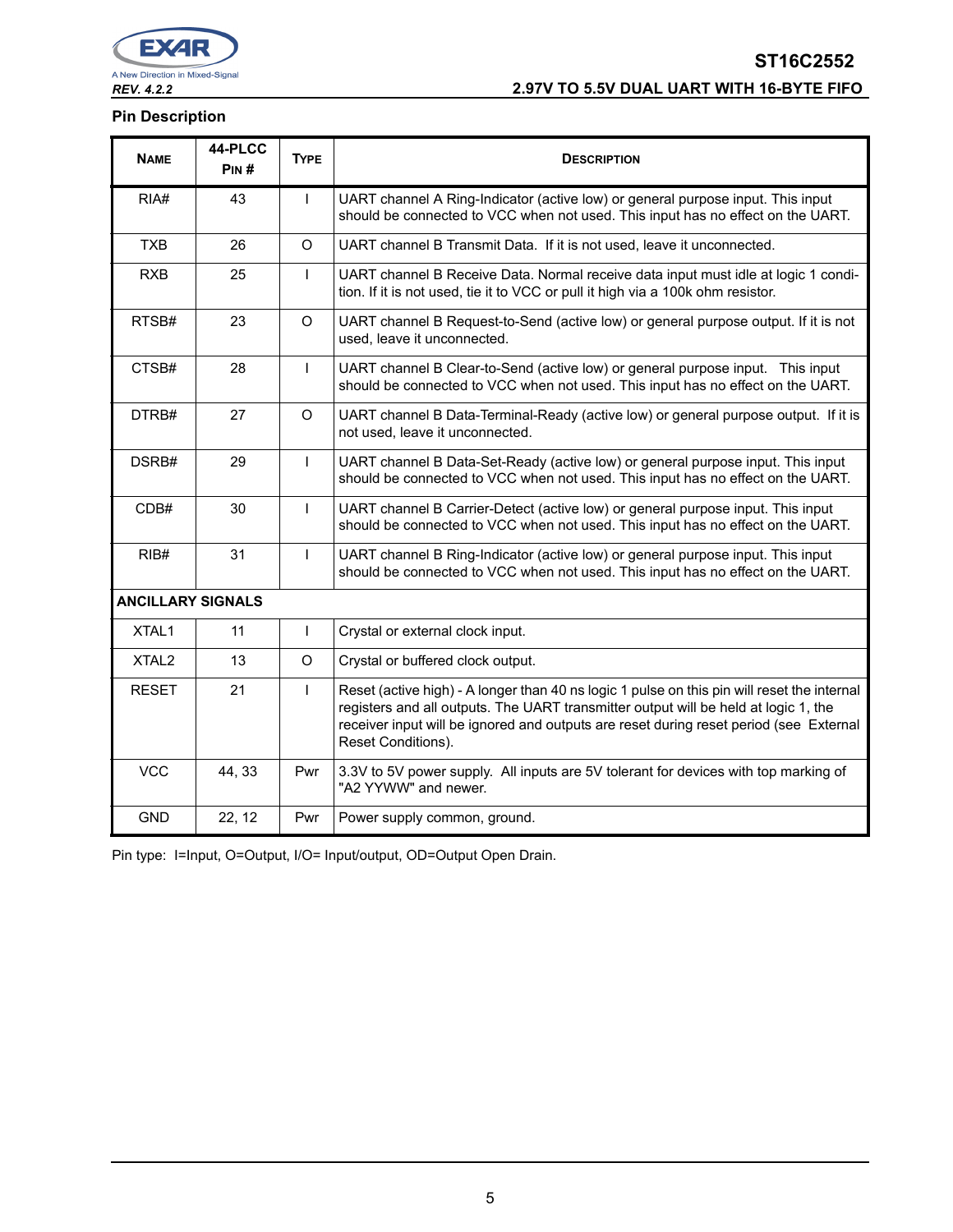### Pin Description

| NAME | 44-PLCC PIN # | TYPE | DESCRIPTION |
|---|---|---|---|
| RIA# | 43 | I | UART channel A Ring-Indicator (active low) or general purpose input. This input should be connected to VCC when not used. This input has no effect on the UART. |
| TXB | 26 | O | UART channel B Transmit Data. If it is not used, leave it unconnected. |
| RXB | 25 | I | UART channel B Receive Data. Normal receive data input must idle at logic 1 condition. If it is not used, tie it to VCC or pull it high via a 100k ohm resistor. |
| RTSB# | 23 | O | UART channel B Request-to-Send (active low) or general purpose output. If it is not used, leave it unconnected. |
| CTSB# | 28 | I | UART channel B Clear-to-Send (active low) or general purpose input. This input should be connected to VCC when not used. This input has no effect on the UART. |
| DTRB# | 27 | O | UART channel B Data-Terminal-Ready (active low) or general purpose output. If it is not used, leave it unconnected. |
| DSRB# | 29 | I | UART channel B Data-Set-Ready (active low) or general purpose input. This input should be connected to VCC when not used. This input has no effect on the UART. |
| CDB# | 30 | I | UART channel B Carrier-Detect (active low) or general purpose input. This input should be connected to VCC when not used. This input has no effect on the UART. |
| RIB# | 31 | I | UART channel B Ring-Indicator (active low) or general purpose input. This input should be connected to VCC when not used. This input has no effect on the UART. |
| **ANCILLARY SIGNALS** | | | |
| XTAL1 | 11 | I | Crystal or external clock input. |
| XTAL2 | 13 | O | Crystal or buffered clock output. |
| RESET | 21 | I | Reset (active high) - A longer than 40 ns logic 1 pulse on this pin will reset the internal registers and all outputs. The UART transmitter output will be held at logic 1, the receiver input will be ignored and outputs are reset during reset period (see External Reset Conditions). |
| VCC | 44, 33 | Pwr | 3.3V to 5V power supply. All inputs are 5V tolerant for devices with top marking of "A2 YYWW" and newer. |
| GND | 22, 12 | Pwr | Power supply common, ground. |

Pin type: I=Input, O=Output, I/O= Input/output, OD=Output Open Drain.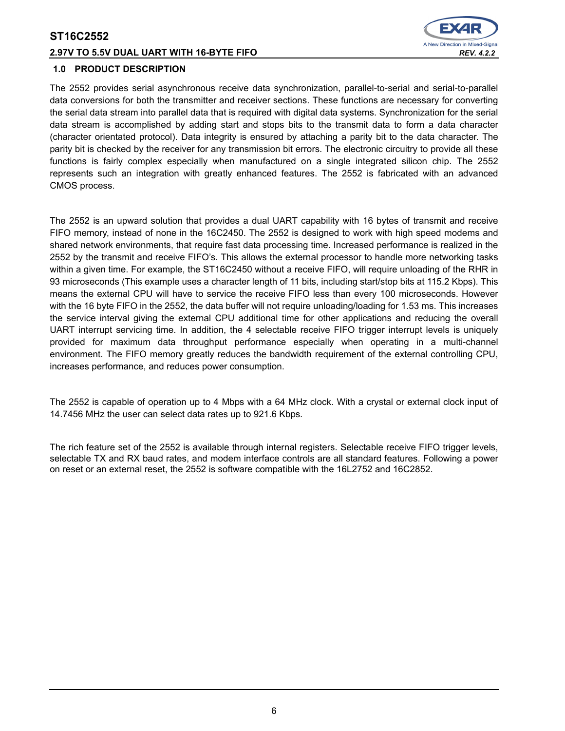## 1.0 PRODUCT DESCRIPTION

The 2552 provides serial asynchronous receive data synchronization, parallel-to-serial and serial-to-parallel data conversions for both the transmitter and receiver sections. These functions are necessary for converting the serial data stream into parallel data that is required with digital data systems. Synchronization for the serial data stream is accomplished by adding start and stops bits to the transmit data to form a data character (character orientated protocol). Data integrity is ensured by attaching a parity bit to the data character. The parity bit is checked by the receiver for any transmission bit errors. The electronic circuitry to provide all these functions is fairly complex especially when manufactured on a single integrated silicon chip. The 2552 represents such an integration with greatly enhanced features. The 2552 is fabricated with an advanced CMOS process.

The 2552 is an upward solution that provides a dual UART capability with 16 bytes of transmit and receive FIFO memory, instead of none in the 16C2450. The 2552 is designed to work with high speed modems and shared network environments, that require fast data processing time. Increased performance is realized in the 2552 by the transmit and receive FIFO's. This allows the external processor to handle more networking tasks within a given time. For example, the ST16C2450 without a receive FIFO, will require unloading of the RHR in 93 microseconds (This example uses a character length of 11 bits, including start/stop bits at 115.2 Kbps). This means the external CPU will have to service the receive FIFO less than every 100 microseconds. However with the 16 byte FIFO in the 2552, the data buffer will not require unloading/loading for 1.53 ms. This increases the service interval giving the external CPU additional time for other applications and reducing the overall UART interrupt servicing time. In addition, the 4 selectable receive FIFO trigger interrupt levels is uniquely provided for maximum data throughput performance especially when operating in a multi-channel environment. The FIFO memory greatly reduces the bandwidth requirement of the external controlling CPU, increases performance, and reduces power consumption.

The 2552 is capable of operation up to 4 Mbps with a 64 MHz clock. With a crystal or external clock input of 14.7456 MHz the user can select data rates up to 921.6 Kbps.

The rich feature set of the 2552 is available through internal registers. Selectable receive FIFO trigger levels, selectable TX and RX baud rates, and modem interface controls are all standard features. Following a power on reset or an external reset, the 2552 is software compatible with the 16L2752 and 16C2852.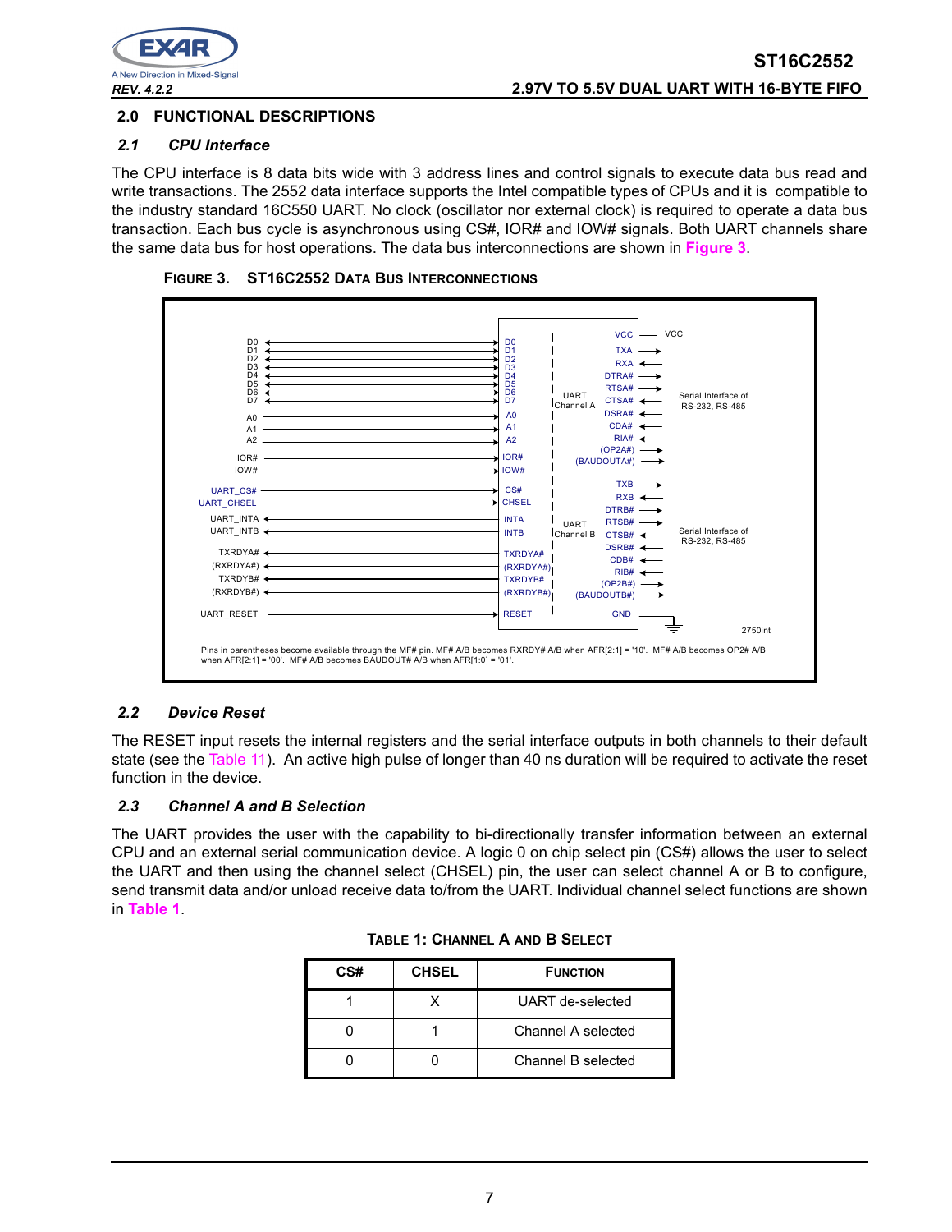## 2.0 FUNCTIONAL DESCRIPTIONS

### *2.1 CPU Interface*

The CPU interface is 8 data bits wide with 3 address lines and control signals to execute data bus read and write transactions. The 2552 data interface supports the Intel compatible types of CPUs and it is compatible to the industry standard 16C550 UART. No clock (oscillator nor external clock) is required to operate a data bus transaction. Each bus cycle is asynchronous using CS#, IOR# and IOW# signals. Both UART channels share the same data bus for host operations. The data bus interconnections are shown in **Figure 3**.

**FIGURE 3. ST16C2552 DATA BUS INTERCONNECTIONS**

Pins in parentheses become available through the MF# pin. MF# A/B becomes RXRDY# A/B when AFR[2:1] = '10'. MF# A/B becomes OP2# A/B when AFR[2:1] = '00'. MF# A/B becomes BAUDOUT# A/B when AFR[1:0] = '01'.

### *2.2 Device Reset*

The RESET input resets the internal registers and the serial interface outputs in both channels to their default state (see the Table 11). An active high pulse of longer than 40 ns duration will be required to activate the reset function in the device.

### *2.3 Channel A and B Selection*

The UART provides the user with the capability to bi-directionally transfer information between an external CPU and an external serial communication device. A logic 0 on chip select pin (CS#) allows the user to select the UART and then using the channel select (CHSEL) pin, the user can select channel A or B to configure, send transmit data and/or unload receive data to/from the UART. Individual channel select functions are shown in **Table 1**.

**TABLE 1: CHANNEL A AND B SELECT**

| CS# | CHSEL | FUNCTION |
|---|---|---|
| 1 | X | UART de-selected |
| 0 | 1 | Channel A selected |
| 0 | 0 | Channel B selected |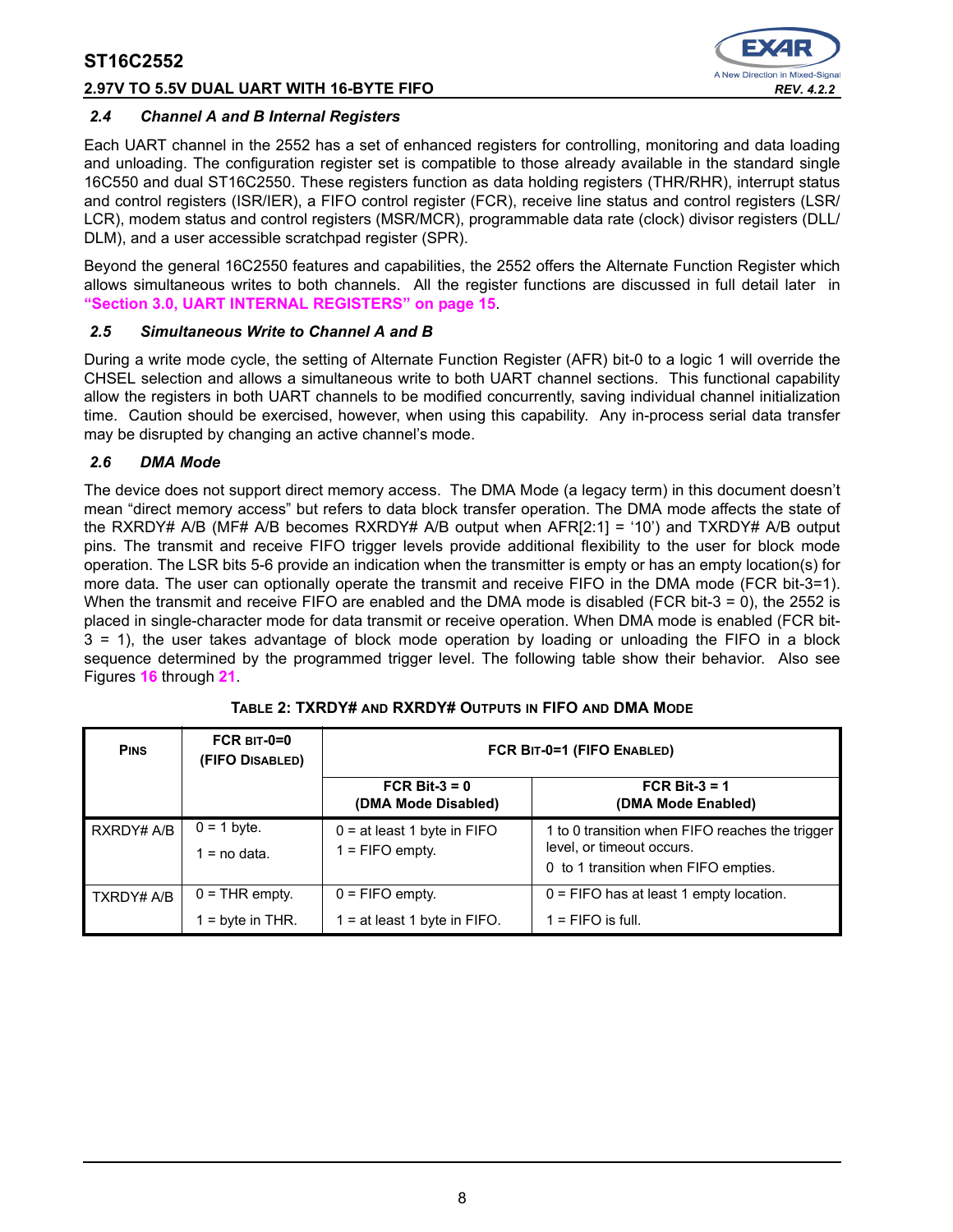### 2.4 Channel A and B Internal Registers

Each UART channel in the 2552 has a set of enhanced registers for controlling, monitoring and data loading and unloading. The configuration register set is compatible to those already available in the standard single 16C550 and dual ST16C2550. These registers function as data holding registers (THR/RHR), interrupt status and control registers (ISR/IER), a FIFO control register (FCR), receive line status and control registers (LSR/LCR), modem status and control registers (MSR/MCR), programmable data rate (clock) divisor registers (DLL/DLM), and a user accessible scratchpad register (SPR).

Beyond the general 16C2550 features and capabilities, the 2552 offers the Alternate Function Register which allows simultaneous writes to both channels. All the register functions are discussed in full detail later in **"Section 3.0, UART INTERNAL REGISTERS" on page 15**.

### 2.5 Simultaneous Write to Channel A and B

During a write mode cycle, the setting of Alternate Function Register (AFR) bit-0 to a logic 1 will override the CHSEL selection and allows a simultaneous write to both UART channel sections. This functional capability allow the registers in both UART channels to be modified concurrently, saving individual channel initialization time. Caution should be exercised, however, when using this capability. Any in-process serial data transfer may be disrupted by changing an active channel's mode.

### 2.6 DMA Mode

The device does not support direct memory access. The DMA Mode (a legacy term) in this document doesn't mean "direct memory access" but refers to data block transfer operation. The DMA mode affects the state of the RXRDY# A/B (MF# A/B becomes RXRDY# A/B output when AFR[2:1] = '10') and TXRDY# A/B output pins. The transmit and receive FIFO trigger levels provide additional flexibility to the user for block mode operation. The LSR bits 5-6 provide an indication when the transmitter is empty or has an empty location(s) for more data. The user can optionally operate the transmit and receive FIFO in the DMA mode (FCR bit-3=1). When the transmit and receive FIFO are enabled and the DMA mode is disabled (FCR bit-3 = 0), the 2552 is placed in single-character mode for data transmit or receive operation. When DMA mode is enabled (FCR bit-3 = 1), the user takes advantage of block mode operation by loading or unloading the FIFO in a block sequence determined by the programmed trigger level. The following table show their behavior. Also see Figures **16** through **21**.

**TABLE 2: TXRDY# AND RXRDY# OUTPUTS IN FIFO AND DMA MODE**

| PINS | FCR BIT-0=0 (FIFO DISABLED) | FCR BIT-0=1 (FIFO ENABLED) | |
|---|---|---|---|
| | | FCR Bit-3 = 0 (DMA Mode Disabled) | FCR Bit-3 = 1 (DMA Mode Enabled) |
| RXRDY# A/B | 0 = 1 byte.<br>1 = no data. | 0 = at least 1 byte in FIFO<br>1 = FIFO empty. | 1 to 0 transition when FIFO reaches the trigger level, or timeout occurs.<br>0 to 1 transition when FIFO empties. |
| TXRDY# A/B | 0 = THR empty.<br>1 = byte in THR. | 0 = FIFO empty.<br>1 = at least 1 byte in FIFO. | 0 = FIFO has at least 1 empty location.<br>1 = FIFO is full. |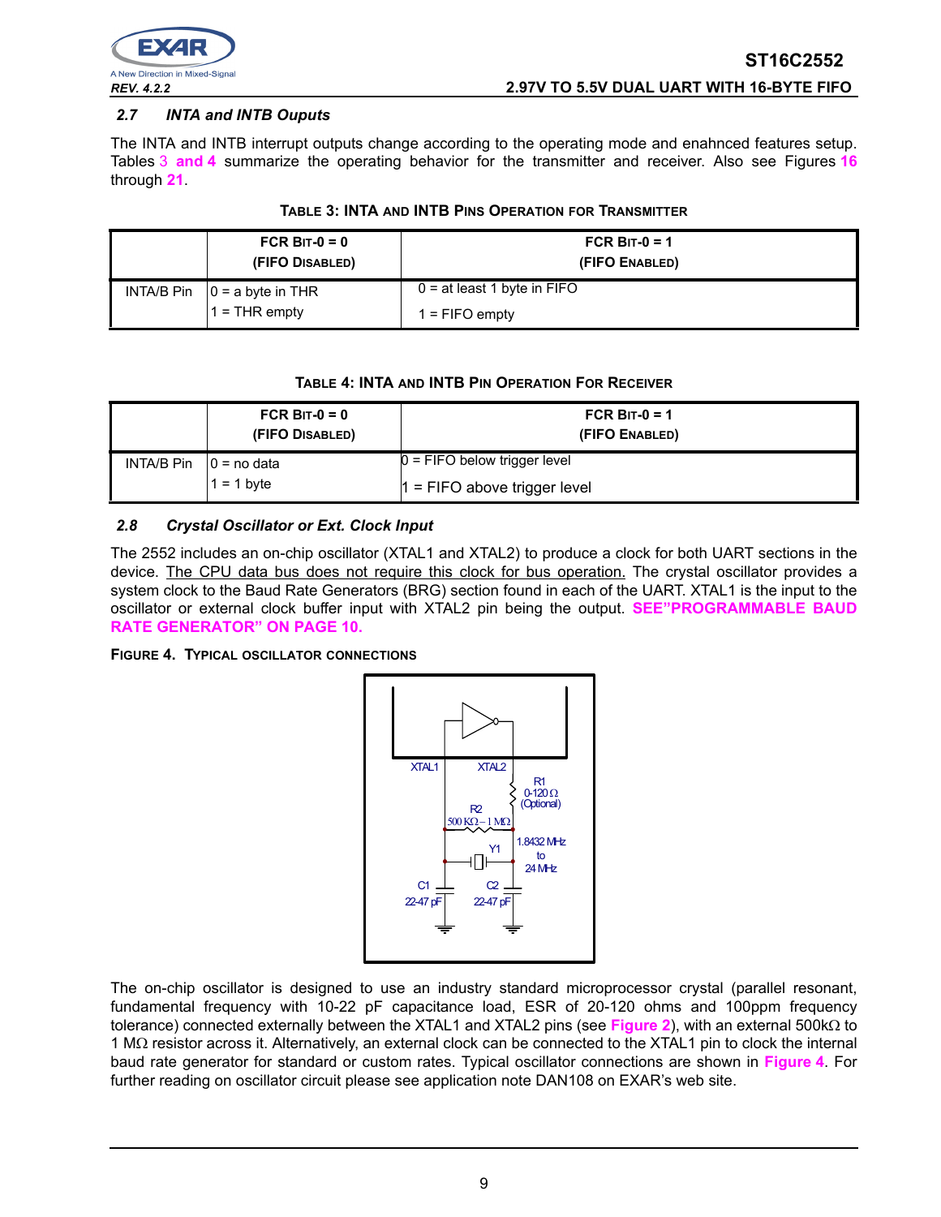### 2.7 INTA and INTB Ouputs

The INTA and INTB interrupt outputs change according to the operating mode and enahnced features setup. Tables 3 and 4 summarize the operating behavior for the transmitter and receiver. Also see Figures 16 through 21.

**TABLE 3: INTA AND INTB PINS OPERATION FOR TRANSMITTER**

| | FCR BIT-0 = 0 (FIFO DISABLED) | FCR BIT-0 = 1 (FIFO ENABLED) |
|---|---|---|
| INTA/B Pin | 0 = a byte in THR<br>1 = THR empty | 0 = at least 1 byte in FIFO<br>1 = FIFO empty |

**TABLE 4: INTA AND INTB PIN OPERATION FOR RECEIVER**

| | FCR BIT-0 = 0 (FIFO DISABLED) | FCR BIT-0 = 1 (FIFO ENABLED) |
|---|---|---|
| INTA/B Pin | 0 = no data<br>1 = 1 byte | 0 = FIFO below trigger level<br>1 = FIFO above trigger level |

### 2.8 Crystal Oscillator or Ext. Clock Input

The 2552 includes an on-chip oscillator (XTAL1 and XTAL2) to produce a clock for both UART sections in the device. The CPU data bus does not require this clock for bus operation. The crystal oscillator provides a system clock to the Baud Rate Generators (BRG) section found in each of the UART. XTAL1 is the input to the oscillator or external clock buffer input with XTAL2 pin being the output. **SEE"PROGRAMMABLE BAUD RATE GENERATOR" ON PAGE 10.**

**FIGURE 4. TYPICAL OSCILLATOR CONNECTIONS**

XTAL1 XTAL2 R1 0-120 Ω (Optional) R2 500 KΩ – 1 MΩ Y1 1.8432 MHz to 24 MHz C1 22-47 pF C2 22-47 pF

The on-chip oscillator is designed to use an industry standard microprocessor crystal (parallel resonant, fundamental frequency with 10-22 pF capacitance load, ESR of 20-120 ohms and 100ppm frequency tolerance) connected externally between the XTAL1 and XTAL2 pins (see **Figure 2**), with an external 500kΩ to 1 MΩ resistor across it. Alternatively, an external clock can be connected to the XTAL1 pin to clock the internal baud rate generator for standard or custom rates. Typical oscillator connections are shown in **Figure 4**. For further reading on oscillator circuit please see application note DAN108 on EXAR's web site.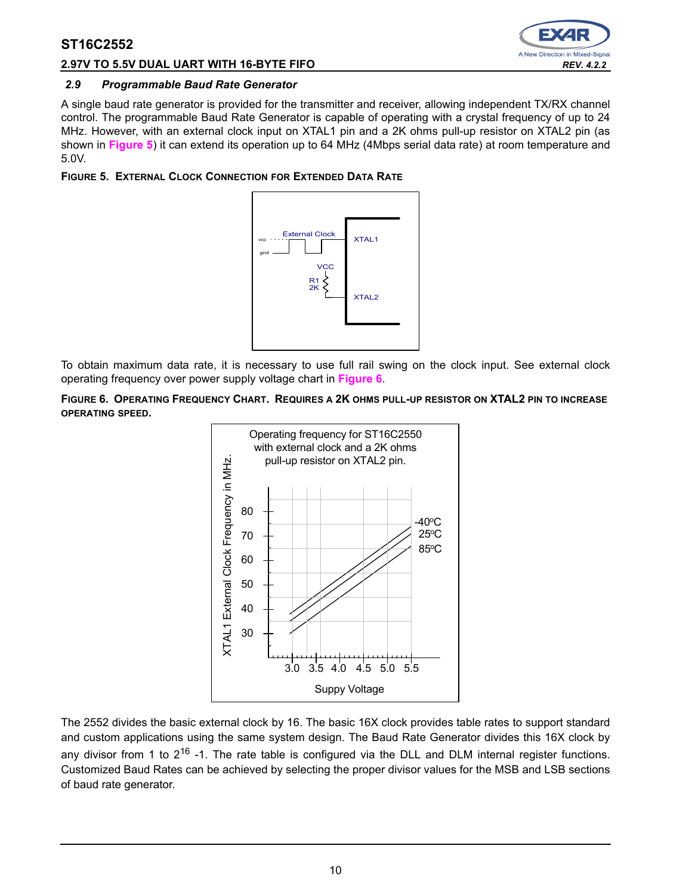### 2.9 Programmable Baud Rate Generator

A single baud rate generator is provided for the transmitter and receiver, allowing independent TX/RX channel control. The programmable Baud Rate Generator is capable of operating with a crystal frequency of up to 24 MHz. However, with an external clock input on XTAL1 pin and a 2K ohms pull-up resistor on XTAL2 pin (as shown in **Figure 5**) it can extend its operation up to 64 MHz (4Mbps serial data rate) at room temperature and 5.0V.

**FIGURE 5. EXTERNAL CLOCK CONNECTION FOR EXTENDED DATA RATE**

To obtain maximum data rate, it is necessary to use full rail swing on the clock input. See external clock operating frequency over power supply voltage chart in **Figure 6**.

**FIGURE 6. OPERATING FREQUENCY CHART. REQUIRES A 2K OHMS PULL-UP RESISTOR ON XTAL2 PIN TO INCREASE OPERATING SPEED.**

The 2552 divides the basic external clock by 16. The basic 16X clock provides table rates to support standard and custom applications using the same system design. The Baud Rate Generator divides this 16X clock by any divisor from 1 to $2^{16}$ -1. The rate table is configured via the DLL and DLM internal register functions. Customized Baud Rates can be achieved by selecting the proper divisor values for the MSB and LSB sections of baud rate generator.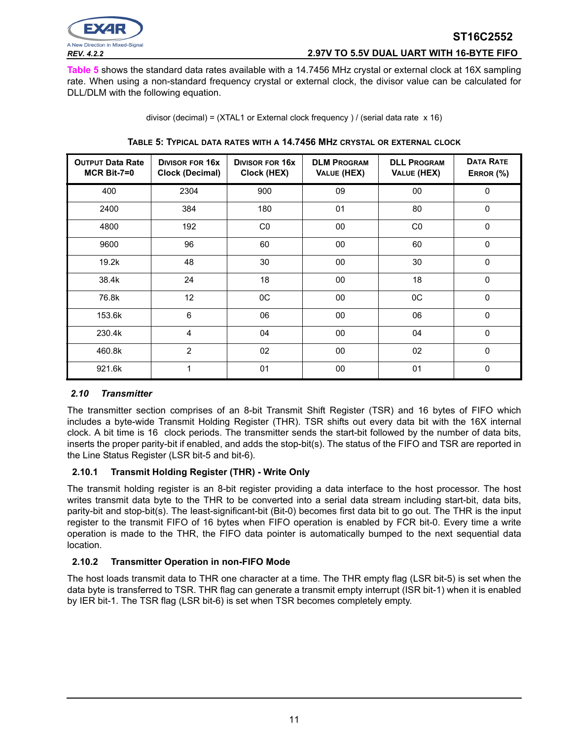Table 5 shows the standard data rates available with a 14.7456 MHz crystal or external clock at 16X sampling rate. When using a non-standard frequency crystal or external clock, the divisor value can be calculated for DLL/DLM with the following equation.

divisor (decimal) = (XTAL1 or External clock frequency ) / (serial data rate x 16)

**TABLE 5: TYPICAL DATA RATES WITH A 14.7456 MHZ CRYSTAL OR EXTERNAL CLOCK**

| OUTPUT Data Rate MCR Bit-7=0 | DIVISOR FOR 16x Clock (Decimal) | DIVISOR FOR 16x Clock (HEX) | DLM PROGRAM VALUE (HEX) | DLL PROGRAM VALUE (HEX) | DATA RATE ERROR (%) |
|---|---|---|---|---|---|
| 400 | 2304 | 900 | 09 | 00 | 0 |
| 2400 | 384 | 180 | 01 | 80 | 0 |
| 4800 | 192 | C0 | 00 | C0 | 0 |
| 9600 | 96 | 60 | 00 | 60 | 0 |
| 19.2k | 48 | 30 | 00 | 30 | 0 |
| 38.4k | 24 | 18 | 00 | 18 | 0 |
| 76.8k | 12 | 0C | 00 | 0C | 0 |
| 153.6k | 6 | 06 | 00 | 06 | 0 |
| 230.4k | 4 | 04 | 00 | 04 | 0 |
| 460.8k | 2 | 02 | 00 | 02 | 0 |
| 921.6k | 1 | 01 | 00 | 01 | 0 |

## *2.10 Transmitter*

The transmitter section comprises of an 8-bit Transmit Shift Register (TSR) and 16 bytes of FIFO which includes a byte-wide Transmit Holding Register (THR). TSR shifts out every data bit with the 16X internal clock. A bit time is 16 clock periods. The transmitter sends the start-bit followed by the number of data bits, inserts the proper parity-bit if enabled, and adds the stop-bit(s). The status of the FIFO and TSR are reported in the Line Status Register (LSR bit-5 and bit-6).

### 2.10.1 Transmit Holding Register (THR) - Write Only

The transmit holding register is an 8-bit register providing a data interface to the host processor. The host writes transmit data byte to the THR to be converted into a serial data stream including start-bit, data bits, parity-bit and stop-bit(s). The least-significant-bit (Bit-0) becomes first data bit to go out. The THR is the input register to the transmit FIFO of 16 bytes when FIFO operation is enabled by FCR bit-0. Every time a write operation is made to the THR, the FIFO data pointer is automatically bumped to the next sequential data location.

### 2.10.2 Transmitter Operation in non-FIFO Mode

The host loads transmit data to THR one character at a time. The THR empty flag (LSR bit-5) is set when the data byte is transferred to TSR. THR flag can generate a transmit empty interrupt (ISR bit-1) when it is enabled by IER bit-1. The TSR flag (LSR bit-6) is set when TSR becomes completely empty.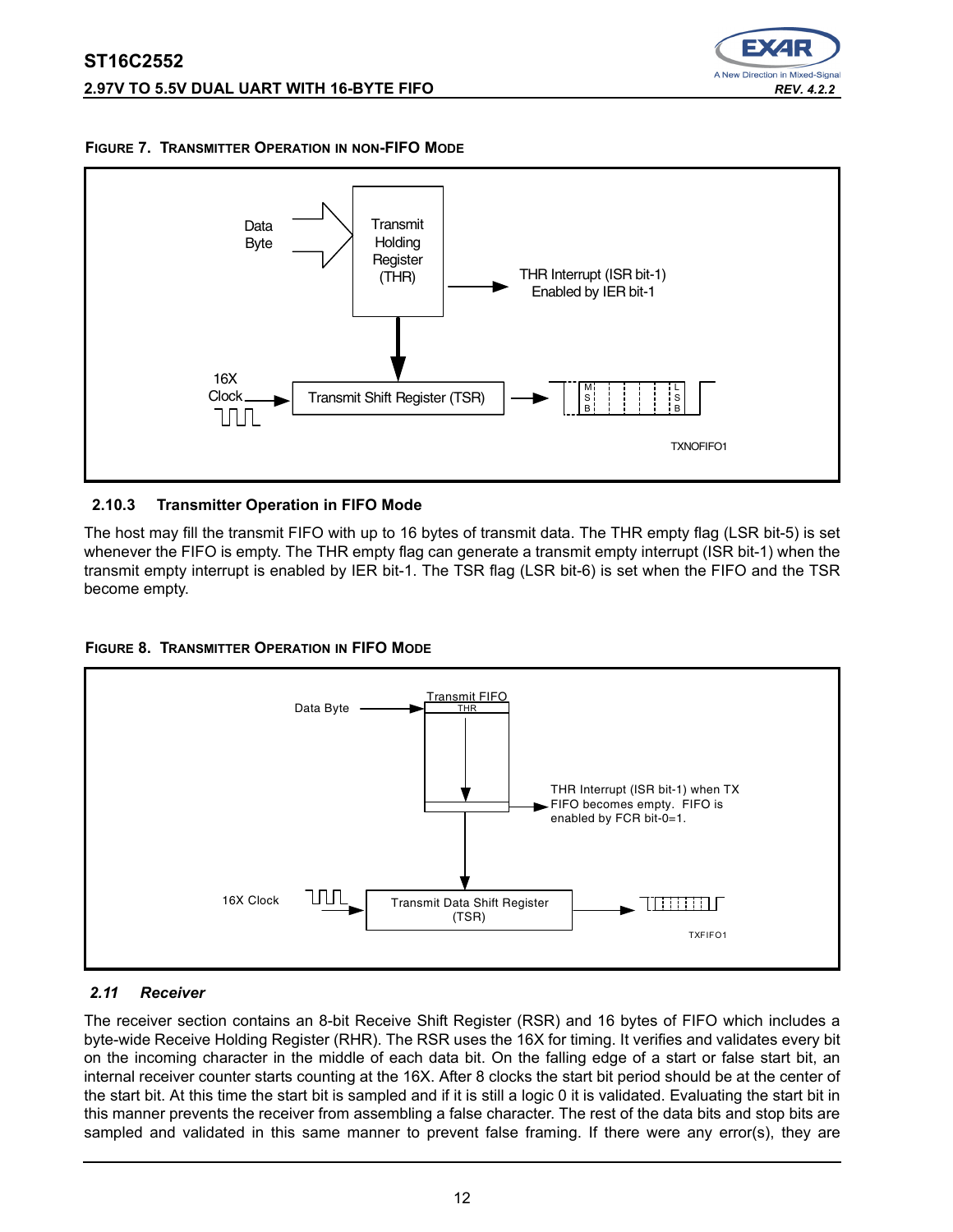**FIGURE 7. TRANSMITTER OPERATION IN NON-FIFO MODE**

Data Byte

Transmit Holding Register (THR)

THR Interrupt (ISR bit-1) Enabled by IER bit-1

16X Clock

Transmit Shift Register (TSR)

MSB LSB

TXNOFIFO1

### 2.10.3 Transmitter Operation in FIFO Mode

The host may fill the transmit FIFO with up to 16 bytes of transmit data. The THR empty flag (LSR bit-5) is set whenever the FIFO is empty. The THR empty flag can generate a transmit empty interrupt (ISR bit-1) when the transmit empty interrupt is enabled by IER bit-1. The TSR flag (LSR bit-6) is set when the FIFO and the TSR become empty.

**FIGURE 8. TRANSMITTER OPERATION IN FIFO MODE**

Data Byte

Transmit FIFO

THR

THR Interrupt (ISR bit-1) when TX FIFO becomes empty. FIFO is enabled by FCR bit-0=1.

16X Clock

Transmit Data Shift Register (TSR)

TXFIFO1

## *2.11 Receiver*

The receiver section contains an 8-bit Receive Shift Register (RSR) and 16 bytes of FIFO which includes a byte-wide Receive Holding Register (RHR). The RSR uses the 16X for timing. It verifies and validates every bit on the incoming character in the middle of each data bit. On the falling edge of a start or false start bit, an internal receiver counter starts counting at the 16X. After 8 clocks the start bit period should be at the center of the start bit. At this time the start bit is sampled and if it is still a logic 0 it is validated. Evaluating the start bit in this manner prevents the receiver from assembling a false character. The rest of the data bits and stop bits are sampled and validated in this same manner to prevent false framing. If there were any error(s), they are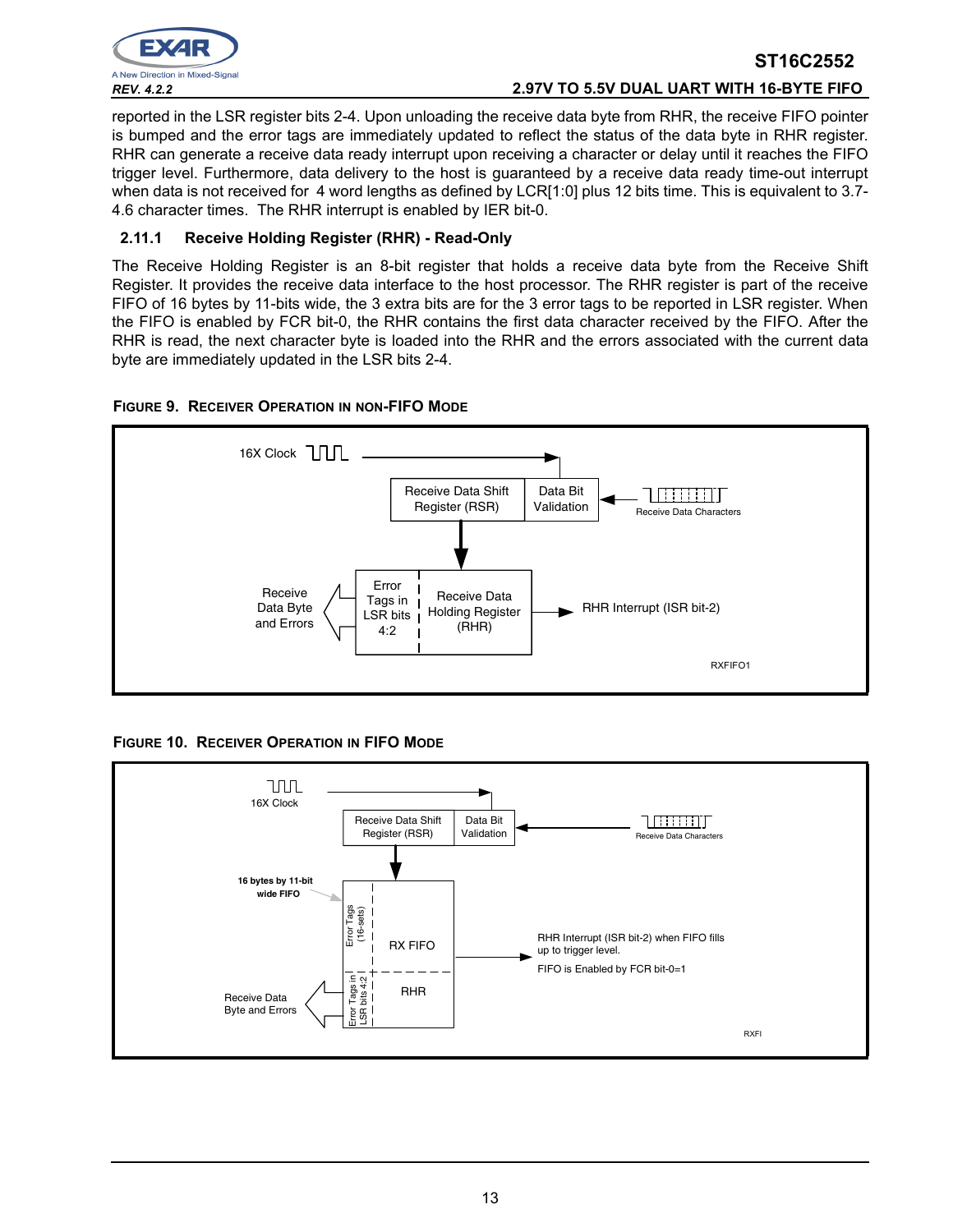reported in the LSR register bits 2-4. Upon unloading the receive data byte from RHR, the receive FIFO pointer is bumped and the error tags are immediately updated to reflect the status of the data byte in RHR register. RHR can generate a receive data ready interrupt upon receiving a character or delay until it reaches the FIFO trigger level. Furthermore, data delivery to the host is guaranteed by a receive data ready time-out interrupt when data is not received for 4 word lengths as defined by LCR[1:0] plus 12 bits time. This is equivalent to 3.7-4.6 character times. The RHR interrupt is enabled by IER bit-0.

### 2.11.1 Receive Holding Register (RHR) - Read-Only

The Receive Holding Register is an 8-bit register that holds a receive data byte from the Receive Shift Register. It provides the receive data interface to the host processor. The RHR register is part of the receive FIFO of 16 bytes by 11-bits wide, the 3 extra bits are for the 3 error tags to be reported in LSR register. When the FIFO is enabled by FCR bit-0, the RHR contains the first data character received by the FIFO. After the RHR is read, the next character byte is loaded into the RHR and the errors associated with the current data byte are immediately updated in the LSR bits 2-4.

**FIGURE 9. RECEIVER OPERATION IN NON-FIFO MODE**

16X Clock

Receive Data Shift Register (RSR) | Data Bit Validation | Receive Data Characters

Receive Data Byte and Errors | Error Tags in LSR bits 4:2 | Receive Data Holding Register (RHR) | RHR Interrupt (ISR bit-2)

RXFIFO1

**FIGURE 10. RECEIVER OPERATION IN FIFO MODE**

16X Clock

Receive Data Shift Register (RSR) | Data Bit Validation | Receive Data Characters

16 bytes by 11-bit wide FIFO

Error Tags (16-sets) | RX FIFO

RHR Interrupt (ISR bit-2) when FIFO fills up to trigger level.

FIFO is Enabled by FCR bit-0=1

Receive Data Byte and Errors | Error Tags in LSR bits 4:2 | RHR

RXFI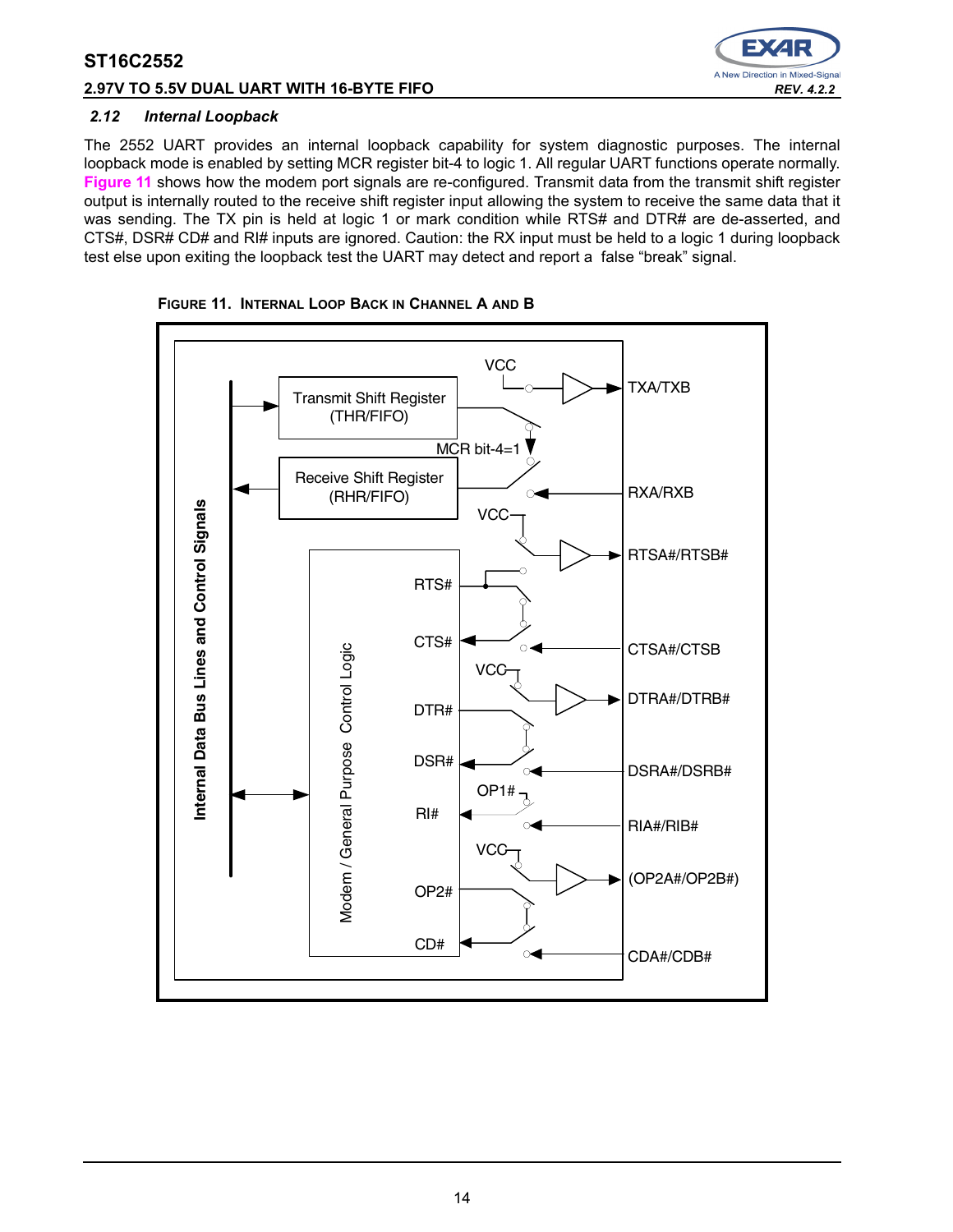### 2.12 *Internal Loopback*

The 2552 UART provides an internal loopback capability for system diagnostic purposes. The internal loopback mode is enabled by setting MCR register bit-4 to logic 1. All regular UART functions operate normally. Figure 11 shows how the modem port signals are re-configured. Transmit data from the transmit shift register output is internally routed to the receive shift register input allowing the system to receive the same data that it was sending. The TX pin is held at logic 1 or mark condition while RTS# and DTR# are de-asserted, and CTS#, DSR# CD# and RI# inputs are ignored. Caution: the RX input must be held to a logic 1 during loopback test else upon exiting the loopback test the UART may detect and report a false "break" signal.

FIGURE 11. INTERNAL LOOP BACK IN CHANNEL A AND B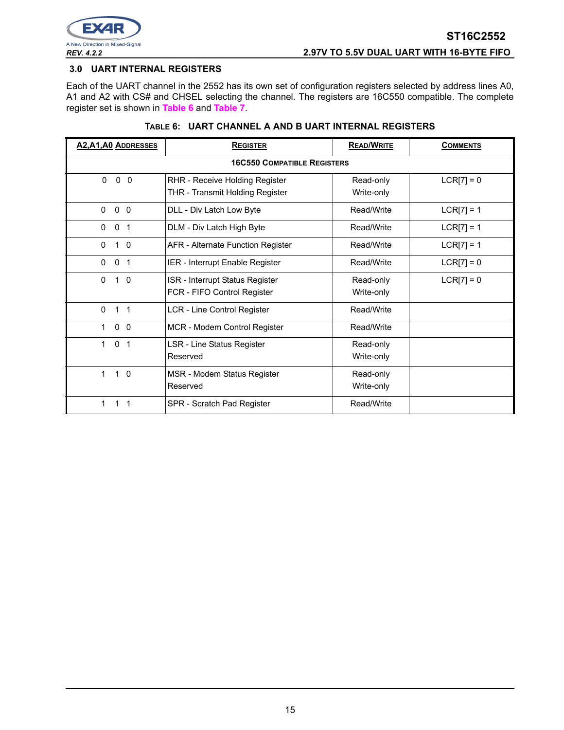## 3.0 UART INTERNAL REGISTERS

Each of the UART channel in the 2552 has its own set of configuration registers selected by address lines A0, A1 and A2 with CS# and CHSEL selecting the channel. The registers are 16C550 compatible. The complete register set is shown in Table 6 and Table 7.

**TABLE 6: UART CHANNEL A AND B UART INTERNAL REGISTERS**

| A2,A1,A0 ADDRESSES | REGISTER | READ/WRITE | COMMENTS |
|---|---|---|---|
| | **16C550 COMPATIBLE REGISTERS** | | |
| 0 0 0 | RHR - Receive Holding Register<br>THR - Transmit Holding Register | Read-only<br>Write-only | LCR[7] = 0 |
| 0 0 0 | DLL - Div Latch Low Byte | Read/Write | LCR[7] = 1 |
| 0 0 1 | DLM - Div Latch High Byte | Read/Write | LCR[7] = 1 |
| 0 1 0 | AFR - Alternate Function Register | Read/Write | LCR[7] = 1 |
| 0 0 1 | IER - Interrupt Enable Register | Read/Write | LCR[7] = 0 |
| 0 1 0 | ISR - Interrupt Status Register<br>FCR - FIFO Control Register | Read-only<br>Write-only | LCR[7] = 0 |
| 0 1 1 | LCR - Line Control Register | Read/Write | |
| 1 0 0 | MCR - Modem Control Register | Read/Write | |
| 1 0 1 | LSR - Line Status Register<br>Reserved | Read-only<br>Write-only | |
| 1 1 0 | MSR - Modem Status Register<br>Reserved | Read-only<br>Write-only | |
| 1 1 1 | SPR - Scratch Pad Register | Read/Write | |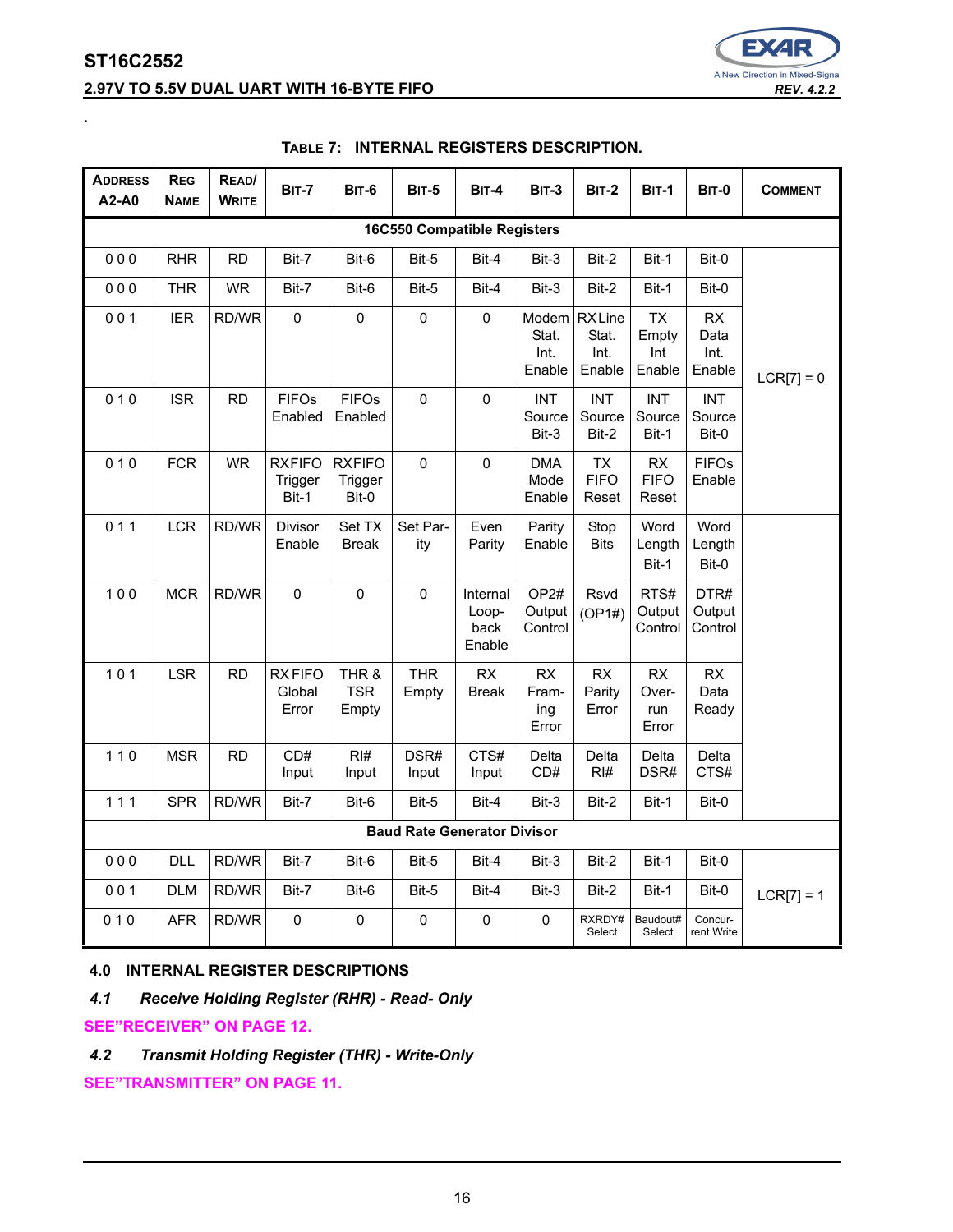**TABLE 7: INTERNAL REGISTERS DESCRIPTION.**

| ADDRESS A2-A0 | REG NAME | READ/ WRITE | BIT-7 | BIT-6 | BIT-5 | BIT-4 | BIT-3 | BIT-2 | BIT-1 | BIT-0 | COMMENT |
|---|---|---|---|---|---|---|---|---|---|---|---|
| **16C550 Compatible Registers** | | | | | | | | | | | |
| 0 0 0 | RHR | RD | Bit-7 | Bit-6 | Bit-5 | Bit-4 | Bit-3 | Bit-2 | Bit-1 | Bit-0 | LCR[7] = 0 |
| 0 0 0 | THR | WR | Bit-7 | Bit-6 | Bit-5 | Bit-4 | Bit-3 | Bit-2 | Bit-1 | Bit-0 | |
| 0 0 1 | IER | RD/WR | 0 | 0 | 0 | 0 | Modem Stat. Int. Enable | RX Line Stat. Int. Enable | TX Empty Int Enable | RX Data Int. Enable | |
| 0 1 0 | ISR | RD | FIFOs Enabled | FIFOs Enabled | 0 | 0 | INT Source Bit-3 | INT Source Bit-2 | INT Source Bit-1 | INT Source Bit-0 | |
| 0 1 0 | FCR | WR | RXFIFO Trigger Bit-1 | RXFIFO Trigger Bit-0 | 0 | 0 | DMA Mode Enable | TX FIFO Reset | RX FIFO Reset | FIFOs Enable | |
| 0 1 1 | LCR | RD/WR | Divisor Enable | Set TX Break | Set Parity | Even Parity | Parity Enable | Stop Bits | Word Length Bit-1 | Word Length Bit-0 | |
| 1 0 0 | MCR | RD/WR | 0 | 0 | 0 | Internal Loop-back Enable | OP2# Output Control | Rsvd (OP1#) | RTS# Output Control | DTR# Output Control | |
| 1 0 1 | LSR | RD | RX FIFO Global Error | THR & TSR Empty | THR Empty | RX Break | RX Framing Error | RX Parity Error | RX Overrun Error | RX Data Ready | |
| 1 1 0 | MSR | RD | CD# Input | RI# Input | DSR# Input | CTS# Input | Delta CD# | Delta RI# | Delta DSR# | Delta CTS# | |
| 1 1 1 | SPR | RD/WR | Bit-7 | Bit-6 | Bit-5 | Bit-4 | Bit-3 | Bit-2 | Bit-1 | Bit-0 | |
| **Baud Rate Generator Divisor** | | | | | | | | | | | |
| 0 0 0 | DLL | RD/WR | Bit-7 | Bit-6 | Bit-5 | Bit-4 | Bit-3 | Bit-2 | Bit-1 | Bit-0 | LCR[7] = 1 |
| 0 0 1 | DLM | RD/WR | Bit-7 | Bit-6 | Bit-5 | Bit-4 | Bit-3 | Bit-2 | Bit-1 | Bit-0 | |
| 0 1 0 | AFR | RD/WR | 0 | 0 | 0 | 0 | 0 | RXRDY# Select | Baudout# Select | Concurrent Write | |

## 4.0 INTERNAL REGISTER DESCRIPTIONS

### 4.1 Receive Holding Register (RHR) - Read- Only

SEE"RECEIVER" ON PAGE 12.

### 4.2 Transmit Holding Register (THR) - Write-Only

SEE"TRANSMITTER" ON PAGE 11.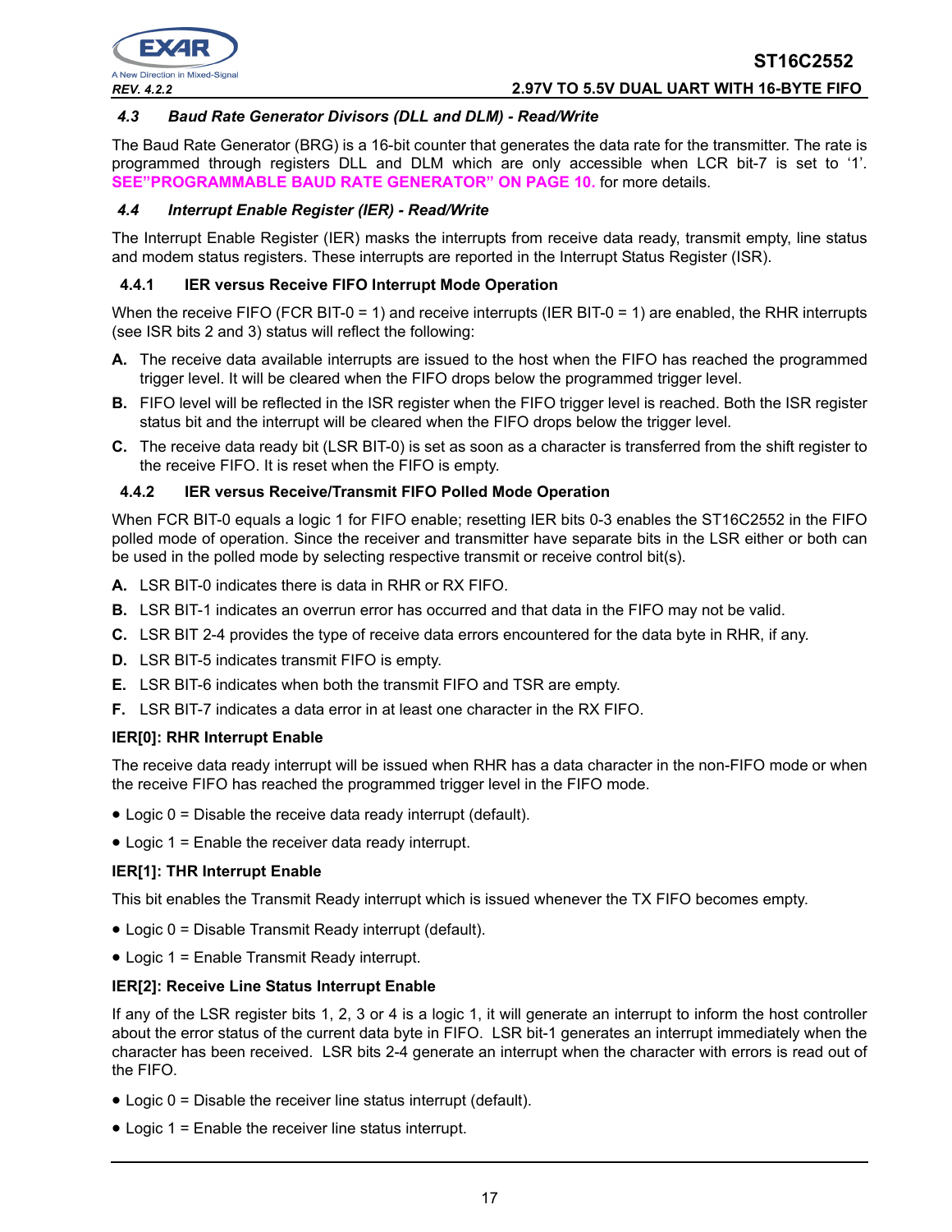### *4.3 Baud Rate Generator Divisors (DLL and DLM) - Read/Write*

The Baud Rate Generator (BRG) is a 16-bit counter that generates the data rate for the transmitter. The rate is programmed through registers DLL and DLM which are only accessible when LCR bit-7 is set to '1'. **SEE"PROGRAMMABLE BAUD RATE GENERATOR" ON PAGE 10.** for more details.

### *4.4 Interrupt Enable Register (IER) - Read/Write*

The Interrupt Enable Register (IER) masks the interrupts from receive data ready, transmit empty, line status and modem status registers. These interrupts are reported in the Interrupt Status Register (ISR).

#### 4.4.1 IER versus Receive FIFO Interrupt Mode Operation

When the receive FIFO (FCR BIT-0 = 1) and receive interrupts (IER BIT-0 = 1) are enabled, the RHR interrupts (see ISR bits 2 and 3) status will reflect the following:

**A.** The receive data available interrupts are issued to the host when the FIFO has reached the programmed trigger level. It will be cleared when the FIFO drops below the programmed trigger level.

**B.** FIFO level will be reflected in the ISR register when the FIFO trigger level is reached. Both the ISR register status bit and the interrupt will be cleared when the FIFO drops below the trigger level.

**C.** The receive data ready bit (LSR BIT-0) is set as soon as a character is transferred from the shift register to the receive FIFO. It is reset when the FIFO is empty.

#### 4.4.2 IER versus Receive/Transmit FIFO Polled Mode Operation

When FCR BIT-0 equals a logic 1 for FIFO enable; resetting IER bits 0-3 enables the ST16C2552 in the FIFO polled mode of operation. Since the receiver and transmitter have separate bits in the LSR either or both can be used in the polled mode by selecting respective transmit or receive control bit(s).

**A.** LSR BIT-0 indicates there is data in RHR or RX FIFO.

**B.** LSR BIT-1 indicates an overrun error has occurred and that data in the FIFO may not be valid.

**C.** LSR BIT 2-4 provides the type of receive data errors encountered for the data byte in RHR, if any.

**D.** LSR BIT-5 indicates transmit FIFO is empty.

**E.** LSR BIT-6 indicates when both the transmit FIFO and TSR are empty.

**F.** LSR BIT-7 indicates a data error in at least one character in the RX FIFO.

**IER[0]: RHR Interrupt Enable**

The receive data ready interrupt will be issued when RHR has a data character in the non-FIFO mode or when the receive FIFO has reached the programmed trigger level in the FIFO mode.

- Logic 0 = Disable the receive data ready interrupt (default).
- Logic 1 = Enable the receiver data ready interrupt.

**IER[1]: THR Interrupt Enable**

This bit enables the Transmit Ready interrupt which is issued whenever the TX FIFO becomes empty.

- Logic 0 = Disable Transmit Ready interrupt (default).
- Logic 1 = Enable Transmit Ready interrupt.

**IER[2]: Receive Line Status Interrupt Enable**

If any of the LSR register bits 1, 2, 3 or 4 is a logic 1, it will generate an interrupt to inform the host controller about the error status of the current data byte in FIFO. LSR bit-1 generates an interrupt immediately when the character has been received. LSR bits 2-4 generate an interrupt when the character with errors is read out of the FIFO.

- Logic 0 = Disable the receiver line status interrupt (default).
- Logic 1 = Enable the receiver line status interrupt.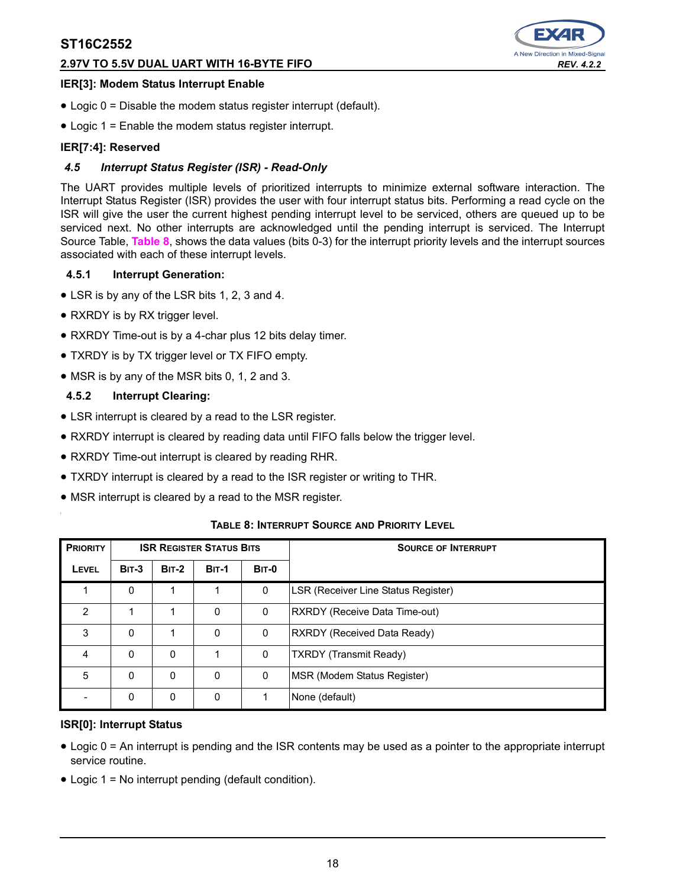**IER[3]: Modem Status Interrupt Enable**

- Logic 0 = Disable the modem status register interrupt (default).
- Logic 1 = Enable the modem status register interrupt.

**IER[7:4]: Reserved**

### *4.5 Interrupt Status Register (ISR) - Read-Only*

The UART provides multiple levels of prioritized interrupts to minimize external software interaction. The Interrupt Status Register (ISR) provides the user with four interrupt status bits. Performing a read cycle on the ISR will give the user the current highest pending interrupt level to be serviced, others are queued up to be serviced next. No other interrupts are acknowledged until the pending interrupt is serviced. The Interrupt Source Table, Table 8, shows the data values (bits 0-3) for the interrupt priority levels and the interrupt sources associated with each of these interrupt levels.

#### 4.5.1 Interrupt Generation:

- LSR is by any of the LSR bits 1, 2, 3 and 4.
- RXRDY is by RX trigger level.
- RXRDY Time-out is by a 4-char plus 12 bits delay timer.
- TXRDY is by TX trigger level or TX FIFO empty.
- MSR is by any of the MSR bits 0, 1, 2 and 3.

#### 4.5.2 Interrupt Clearing:

- LSR interrupt is cleared by a read to the LSR register.
- RXRDY interrupt is cleared by reading data until FIFO falls below the trigger level.
- RXRDY Time-out interrupt is cleared by reading RHR.
- TXRDY interrupt is cleared by a read to the ISR register or writing to THR.
- MSR interrupt is cleared by a read to the MSR register.

**TABLE 8: INTERRUPT SOURCE AND PRIORITY LEVEL**

| PRIORITY | ISR REGISTER STATUS BITS | | | | SOURCE OF INTERRUPT |
|---|---|---|---|---|---|
| LEVEL | BIT-3 | BIT-2 | BIT-1 | BIT-0 | |
| 1 | 0 | 1 | 1 | 0 | LSR (Receiver Line Status Register) |
| 2 | 1 | 1 | 0 | 0 | RXRDY (Receive Data Time-out) |
| 3 | 0 | 1 | 0 | 0 | RXRDY (Received Data Ready) |
| 4 | 0 | 0 | 1 | 0 | TXRDY (Transmit Ready) |
| 5 | 0 | 0 | 0 | 0 | MSR (Modem Status Register) |
| - | 0 | 0 | 0 | 1 | None (default) |

**ISR[0]: Interrupt Status**

- Logic 0 = An interrupt is pending and the ISR contents may be used as a pointer to the appropriate interrupt service routine.
- Logic 1 = No interrupt pending (default condition).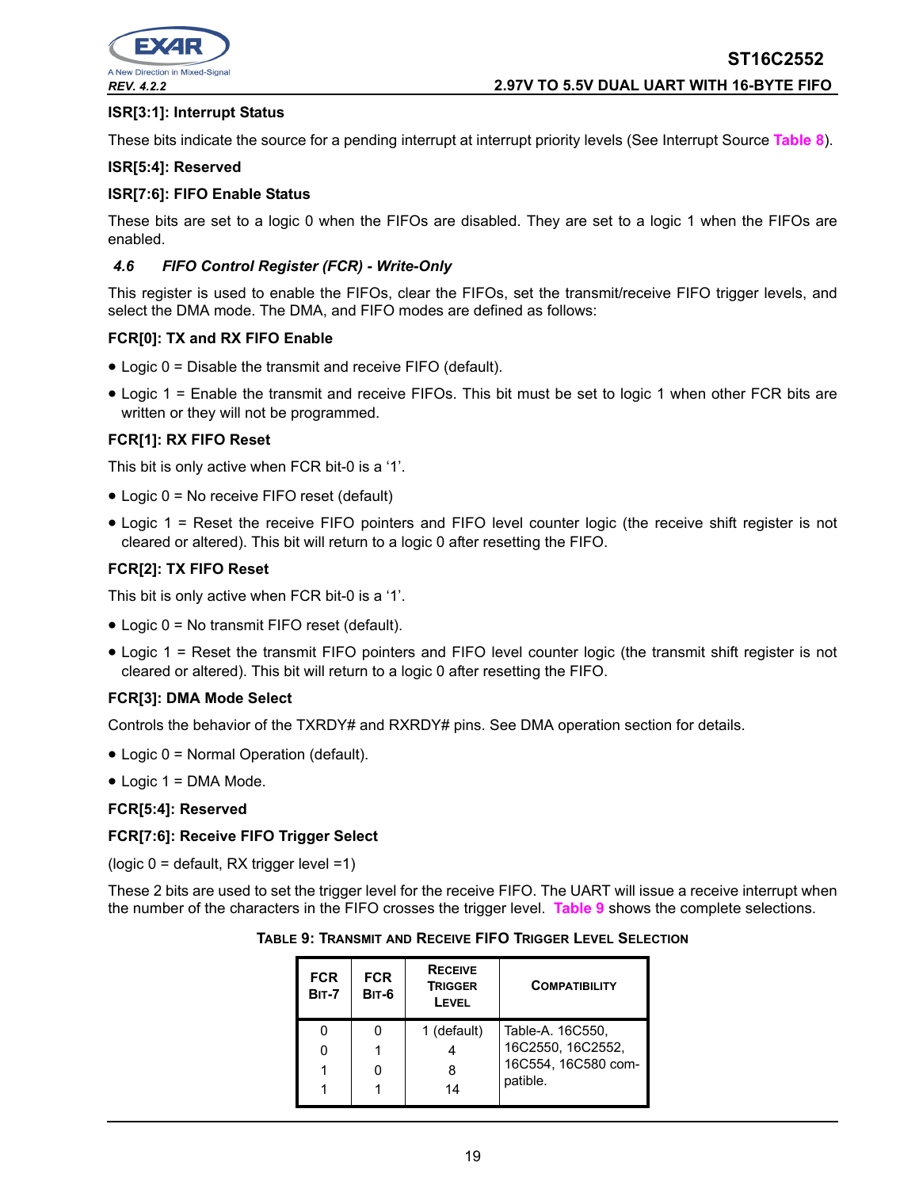**ISR[3:1]: Interrupt Status**

These bits indicate the source for a pending interrupt at interrupt priority levels (See Interrupt Source Table 8).

**ISR[5:4]: Reserved**

**ISR[7:6]: FIFO Enable Status**

These bits are set to a logic 0 when the FIFOs are disabled. They are set to a logic 1 when the FIFOs are enabled.

### *4.6 FIFO Control Register (FCR) - Write-Only*

This register is used to enable the FIFOs, clear the FIFOs, set the transmit/receive FIFO trigger levels, and select the DMA mode. The DMA, and FIFO modes are defined as follows:

**FCR[0]: TX and RX FIFO Enable**

- Logic 0 = Disable the transmit and receive FIFO (default).
- Logic 1 = Enable the transmit and receive FIFOs. This bit must be set to logic 1 when other FCR bits are written or they will not be programmed.

**FCR[1]: RX FIFO Reset**

This bit is only active when FCR bit-0 is a '1'.

- Logic 0 = No receive FIFO reset (default)
- Logic 1 = Reset the receive FIFO pointers and FIFO level counter logic (the receive shift register is not cleared or altered). This bit will return to a logic 0 after resetting the FIFO.

**FCR[2]: TX FIFO Reset**

This bit is only active when FCR bit-0 is a '1'.

- Logic 0 = No transmit FIFO reset (default).
- Logic 1 = Reset the transmit FIFO pointers and FIFO level counter logic (the transmit shift register is not cleared or altered). This bit will return to a logic 0 after resetting the FIFO.

**FCR[3]: DMA Mode Select**

Controls the behavior of the TXRDY# and RXRDY# pins. See DMA operation section for details.

- Logic 0 = Normal Operation (default).
- Logic 1 = DMA Mode.

**FCR[5:4]: Reserved**

**FCR[7:6]: Receive FIFO Trigger Select**

(logic 0 = default, RX trigger level =1)

These 2 bits are used to set the trigger level for the receive FIFO. The UART will issue a receive interrupt when the number of the characters in the FIFO crosses the trigger level. Table 9 shows the complete selections.

**TABLE 9: TRANSMIT AND RECEIVE FIFO TRIGGER LEVEL SELECTION**

| FCR BIT-7 | FCR BIT-6 | RECEIVE TRIGGER LEVEL | COMPATIBILITY |
|---|---|---|---|
| 0 | 0 | 1 (default) | Table-A. 16C550, 16C2550, 16C2552, 16C554, 16C580 compatible. |
| 0 | 1 | 4 | |
| 1 | 0 | 8 | |
| 1 | 1 | 14 | |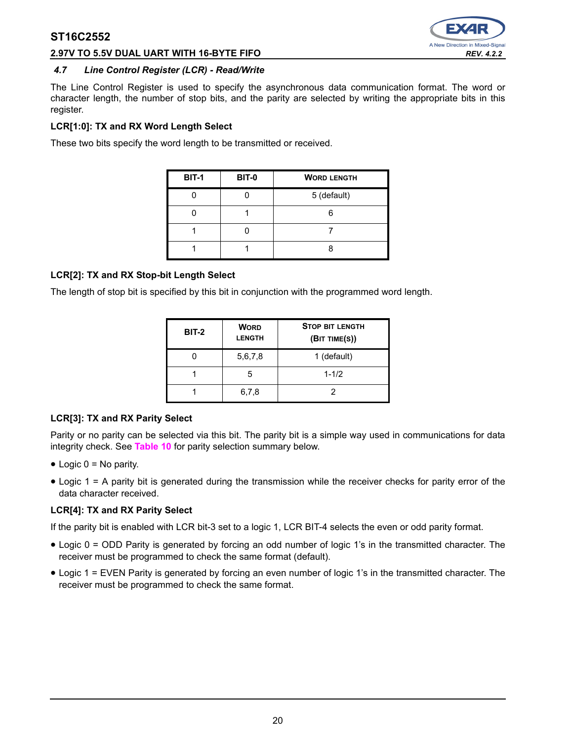### 4.7 Line Control Register (LCR) - Read/Write

The Line Control Register is used to specify the asynchronous data communication format. The word or character length, the number of stop bits, and the parity are selected by writing the appropriate bits in this register.

**LCR[1:0]: TX and RX Word Length Select**

These two bits specify the word length to be transmitted or received.

| BIT-1 | BIT-0 | WORD LENGTH |
|---|---|---|
| 0 | 0 | 5 (default) |
| 0 | 1 | 6 |
| 1 | 0 | 7 |
| 1 | 1 | 8 |

**LCR[2]: TX and RX Stop-bit Length Select**

The length of stop bit is specified by this bit in conjunction with the programmed word length.

| BIT-2 | WORD LENGTH | STOP BIT LENGTH (BIT TIME(S)) |
|---|---|---|
| 0 | 5,6,7,8 | 1 (default) |
| 1 | 5 | 1-1/2 |
| 1 | 6,7,8 | 2 |

**LCR[3]: TX and RX Parity Select**

Parity or no parity can be selected via this bit. The parity bit is a simple way used in communications for data integrity check. See Table 10 for parity selection summary below.

- Logic 0 = No parity.
- Logic 1 = A parity bit is generated during the transmission while the receiver checks for parity error of the data character received.

**LCR[4]: TX and RX Parity Select**

If the parity bit is enabled with LCR bit-3 set to a logic 1, LCR BIT-4 selects the even or odd parity format.

- Logic 0 = ODD Parity is generated by forcing an odd number of logic 1's in the transmitted character. The receiver must be programmed to check the same format (default).
- Logic 1 = EVEN Parity is generated by forcing an even number of logic 1's in the transmitted character. The receiver must be programmed to check the same format.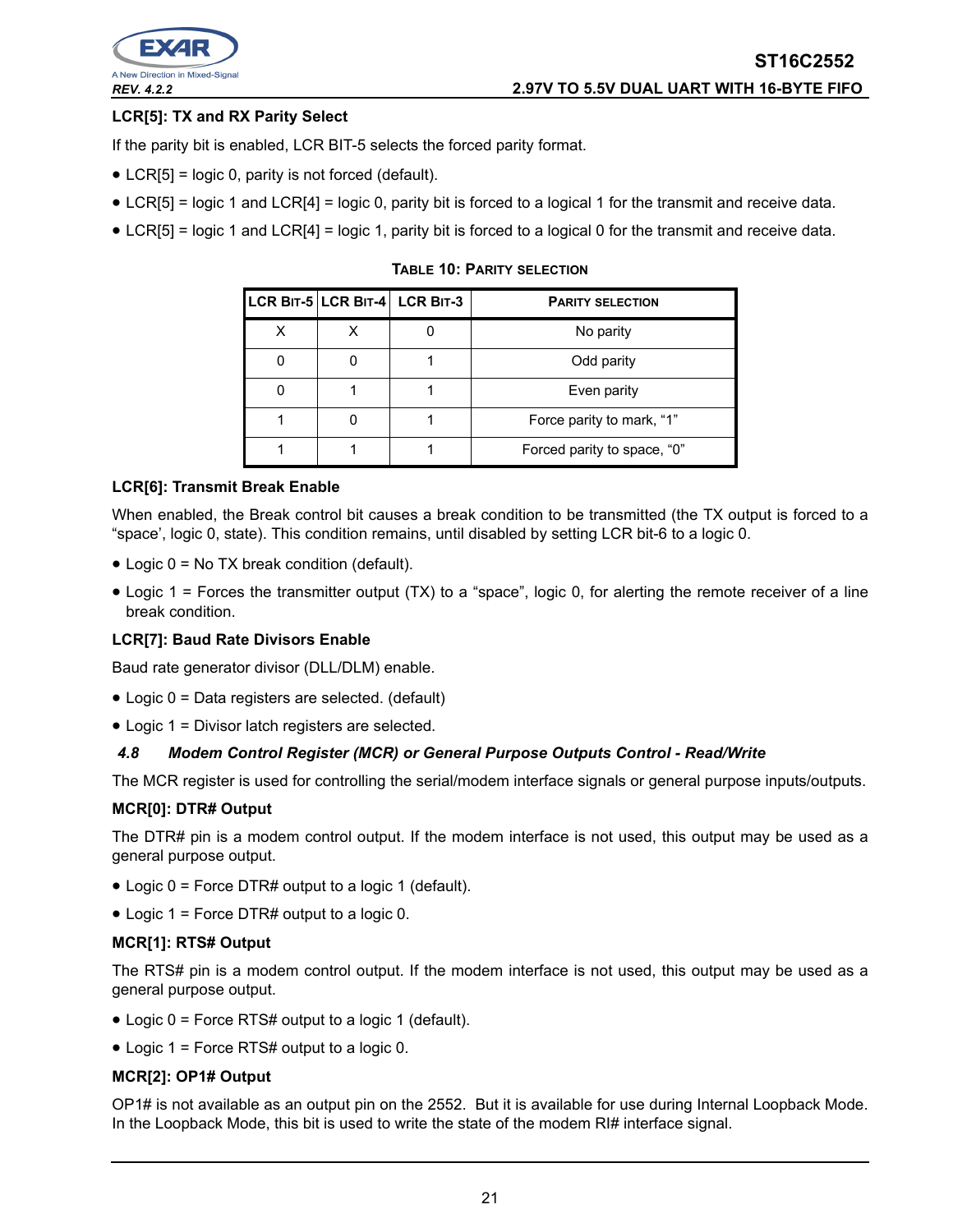**LCR[5]: TX and RX Parity Select**

If the parity bit is enabled, LCR BIT-5 selects the forced parity format.

- LCR[5] = logic 0, parity is not forced (default).
- LCR[5] = logic 1 and LCR[4] = logic 0, parity bit is forced to a logical 1 for the transmit and receive data.
- LCR[5] = logic 1 and LCR[4] = logic 1, parity bit is forced to a logical 0 for the transmit and receive data.

**TABLE 10: PARITY SELECTION**

| LCR BIT-5 | LCR BIT-4 | LCR BIT-3 | PARITY SELECTION |
|---|---|---|---|
| X | X | 0 | No parity |
| 0 | 0 | 1 | Odd parity |
| 0 | 1 | 1 | Even parity |
| 1 | 0 | 1 | Force parity to mark, "1" |
| 1 | 1 | 1 | Forced parity to space, "0" |

**LCR[6]: Transmit Break Enable**

When enabled, the Break control bit causes a break condition to be transmitted (the TX output is forced to a "space', logic 0, state). This condition remains, until disabled by setting LCR bit-6 to a logic 0.

- Logic 0 = No TX break condition (default).
- Logic 1 = Forces the transmitter output (TX) to a "space", logic 0, for alerting the remote receiver of a line break condition.

**LCR[7]: Baud Rate Divisors Enable**

Baud rate generator divisor (DLL/DLM) enable.

- Logic 0 = Data registers are selected. (default)
- Logic 1 = Divisor latch registers are selected.

### *4.8 Modem Control Register (MCR) or General Purpose Outputs Control - Read/Write*

The MCR register is used for controlling the serial/modem interface signals or general purpose inputs/outputs.

**MCR[0]: DTR# Output**

The DTR# pin is a modem control output. If the modem interface is not used, this output may be used as a general purpose output.

- Logic 0 = Force DTR# output to a logic 1 (default).
- Logic 1 = Force DTR# output to a logic 0.

**MCR[1]: RTS# Output**

The RTS# pin is a modem control output. If the modem interface is not used, this output may be used as a general purpose output.

- Logic 0 = Force RTS# output to a logic 1 (default).
- Logic 1 = Force RTS# output to a logic 0.

**MCR[2]: OP1# Output**

OP1# is not available as an output pin on the 2552. But it is available for use during Internal Loopback Mode. In the Loopback Mode, this bit is used to write the state of the modem RI# interface signal.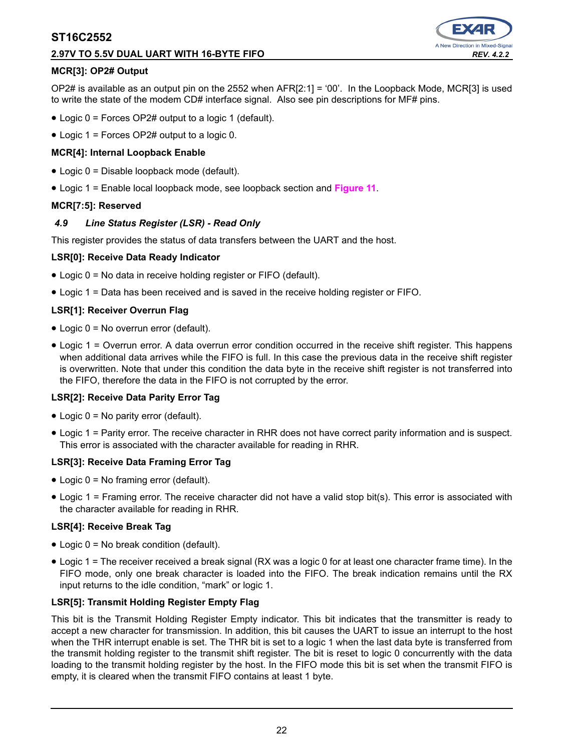**MCR[3]: OP2# Output**

OP2# is available as an output pin on the 2552 when AFR[2:1] = '00'. In the Loopback Mode, MCR[3] is used to write the state of the modem CD# interface signal. Also see pin descriptions for MF# pins.

- Logic 0 = Forces OP2# output to a logic 1 (default).
- Logic 1 = Forces OP2# output to a logic 0.

**MCR[4]: Internal Loopback Enable**

- Logic 0 = Disable loopback mode (default).
- Logic 1 = Enable local loopback mode, see loopback section and Figure 11.

**MCR[7:5]: Reserved**

### *4.9 Line Status Register (LSR) - Read Only*

This register provides the status of data transfers between the UART and the host.

**LSR[0]: Receive Data Ready Indicator**

- Logic 0 = No data in receive holding register or FIFO (default).
- Logic 1 = Data has been received and is saved in the receive holding register or FIFO.

**LSR[1]: Receiver Overrun Flag**

- Logic 0 = No overrun error (default).
- Logic 1 = Overrun error. A data overrun error condition occurred in the receive shift register. This happens when additional data arrives while the FIFO is full. In this case the previous data in the receive shift register is overwritten. Note that under this condition the data byte in the receive shift register is not transferred into the FIFO, therefore the data in the FIFO is not corrupted by the error.

**LSR[2]: Receive Data Parity Error Tag**

- Logic 0 = No parity error (default).
- Logic 1 = Parity error. The receive character in RHR does not have correct parity information and is suspect. This error is associated with the character available for reading in RHR.

**LSR[3]: Receive Data Framing Error Tag**

- Logic 0 = No framing error (default).
- Logic 1 = Framing error. The receive character did not have a valid stop bit(s). This error is associated with the character available for reading in RHR.

**LSR[4]: Receive Break Tag**

- Logic 0 = No break condition (default).
- Logic 1 = The receiver received a break signal (RX was a logic 0 for at least one character frame time). In the FIFO mode, only one break character is loaded into the FIFO. The break indication remains until the RX input returns to the idle condition, "mark" or logic 1.

**LSR[5]: Transmit Holding Register Empty Flag**

This bit is the Transmit Holding Register Empty indicator. This bit indicates that the transmitter is ready to accept a new character for transmission. In addition, this bit causes the UART to issue an interrupt to the host when the THR interrupt enable is set. The THR bit is set to a logic 1 when the last data byte is transferred from the transmit holding register to the transmit shift register. The bit is reset to logic 0 concurrently with the data loading to the transmit holding register by the host. In the FIFO mode this bit is set when the transmit FIFO is empty, it is cleared when the transmit FIFO contains at least 1 byte.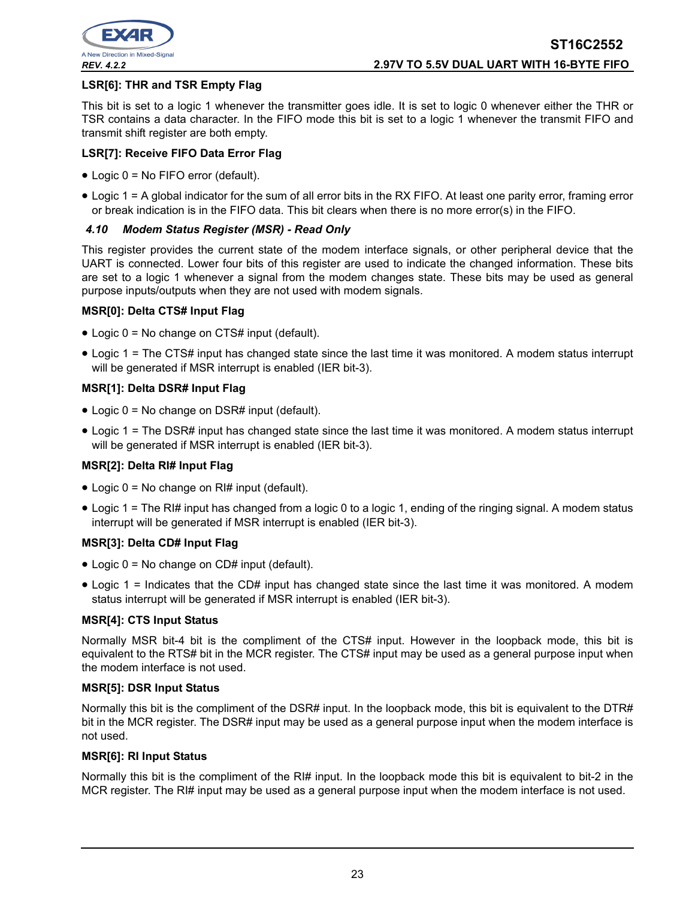**LSR[6]: THR and TSR Empty Flag**

This bit is set to a logic 1 whenever the transmitter goes idle. It is set to logic 0 whenever either the THR or TSR contains a data character. In the FIFO mode this bit is set to a logic 1 whenever the transmit FIFO and transmit shift register are both empty.

**LSR[7]: Receive FIFO Data Error Flag**

- Logic 0 = No FIFO error (default).
- Logic 1 = A global indicator for the sum of all error bits in the RX FIFO. At least one parity error, framing error or break indication is in the FIFO data. This bit clears when there is no more error(s) in the FIFO.

### *4.10 Modem Status Register (MSR) - Read Only*

This register provides the current state of the modem interface signals, or other peripheral device that the UART is connected. Lower four bits of this register are used to indicate the changed information. These bits are set to a logic 1 whenever a signal from the modem changes state. These bits may be used as general purpose inputs/outputs when they are not used with modem signals.

**MSR[0]: Delta CTS# Input Flag**

- Logic 0 = No change on CTS# input (default).
- Logic 1 = The CTS# input has changed state since the last time it was monitored. A modem status interrupt will be generated if MSR interrupt is enabled (IER bit-3).

**MSR[1]: Delta DSR# Input Flag**

- Logic 0 = No change on DSR# input (default).
- Logic 1 = The DSR# input has changed state since the last time it was monitored. A modem status interrupt will be generated if MSR interrupt is enabled (IER bit-3).

**MSR[2]: Delta RI# Input Flag**

- Logic 0 = No change on RI# input (default).
- Logic 1 = The RI# input has changed from a logic 0 to a logic 1, ending of the ringing signal. A modem status interrupt will be generated if MSR interrupt is enabled (IER bit-3).

**MSR[3]: Delta CD# Input Flag**

- Logic 0 = No change on CD# input (default).
- Logic 1 = Indicates that the CD# input has changed state since the last time it was monitored. A modem status interrupt will be generated if MSR interrupt is enabled (IER bit-3).

**MSR[4]: CTS Input Status**

Normally MSR bit-4 bit is the compliment of the CTS# input. However in the loopback mode, this bit is equivalent to the RTS# bit in the MCR register. The CTS# input may be used as a general purpose input when the modem interface is not used.

**MSR[5]: DSR Input Status**

Normally this bit is the compliment of the DSR# input. In the loopback mode, this bit is equivalent to the DTR# bit in the MCR register. The DSR# input may be used as a general purpose input when the modem interface is not used.

**MSR[6]: RI Input Status**

Normally this bit is the compliment of the RI# input. In the loopback mode this bit is equivalent to bit-2 in the MCR register. The RI# input may be used as a general purpose input when the modem interface is not used.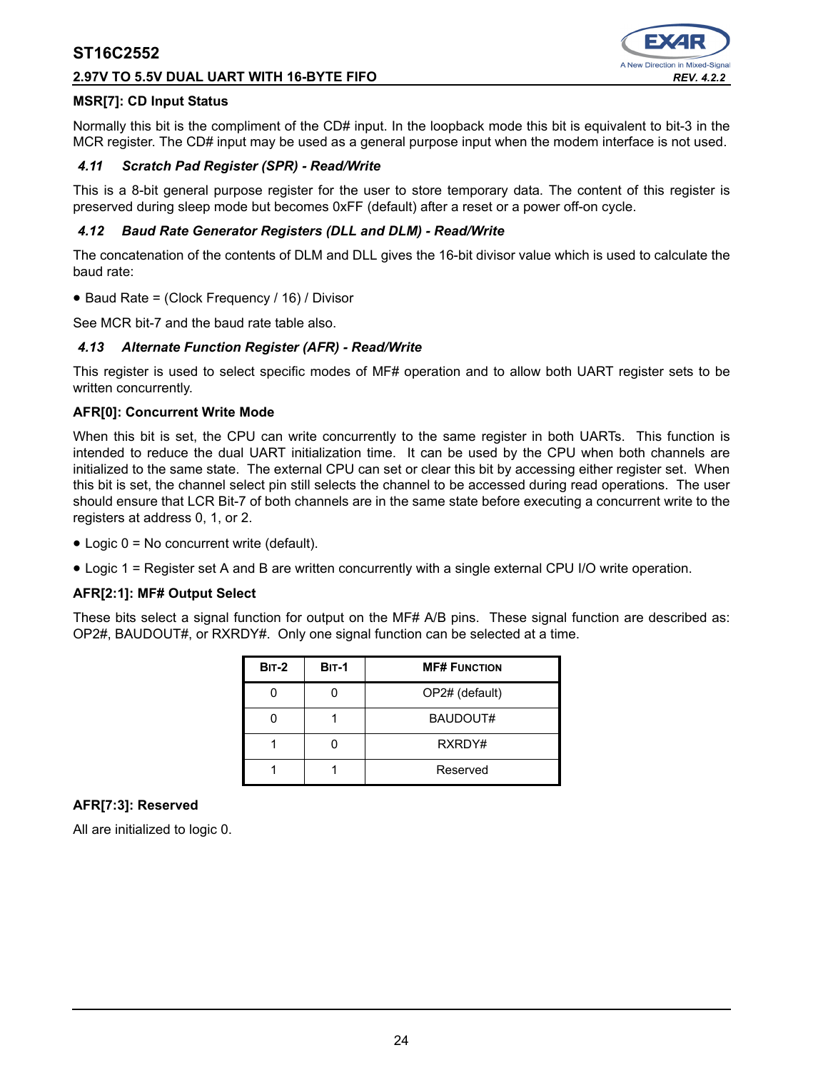**MSR[7]: CD Input Status**

Normally this bit is the compliment of the CD# input. In the loopback mode this bit is equivalent to bit-3 in the MCR register. The CD# input may be used as a general purpose input when the modem interface is not used.

### *4.11 Scratch Pad Register (SPR) - Read/Write*

This is a 8-bit general purpose register for the user to store temporary data. The content of this register is preserved during sleep mode but becomes 0xFF (default) after a reset or a power off-on cycle.

### *4.12 Baud Rate Generator Registers (DLL and DLM) - Read/Write*

The concatenation of the contents of DLM and DLL gives the 16-bit divisor value which is used to calculate the baud rate:

- Baud Rate = (Clock Frequency / 16) / Divisor

See MCR bit-7 and the baud rate table also.

### *4.13 Alternate Function Register (AFR) - Read/Write*

This register is used to select specific modes of MF# operation and to allow both UART register sets to be written concurrently.

**AFR[0]: Concurrent Write Mode**

When this bit is set, the CPU can write concurrently to the same register in both UARTs. This function is intended to reduce the dual UART initialization time. It can be used by the CPU when both channels are initialized to the same state. The external CPU can set or clear this bit by accessing either register set. When this bit is set, the channel select pin still selects the channel to be accessed during read operations. The user should ensure that LCR Bit-7 of both channels are in the same state before executing a concurrent write to the registers at address 0, 1, or 2.

- Logic 0 = No concurrent write (default).
- Logic 1 = Register set A and B are written concurrently with a single external CPU I/O write operation.

**AFR[2:1]: MF# Output Select**

These bits select a signal function for output on the MF# A/B pins. These signal function are described as: OP2#, BAUDOUT#, or RXRDY#. Only one signal function can be selected at a time.

| BIT-2 | BIT-1 | MF# FUNCTION |
|---|---|---|
| 0 | 0 | OP2# (default) |
| 0 | 1 | BAUDOUT# |
| 1 | 0 | RXRDY# |
| 1 | 1 | Reserved |

**AFR[7:3]: Reserved**

All are initialized to logic 0.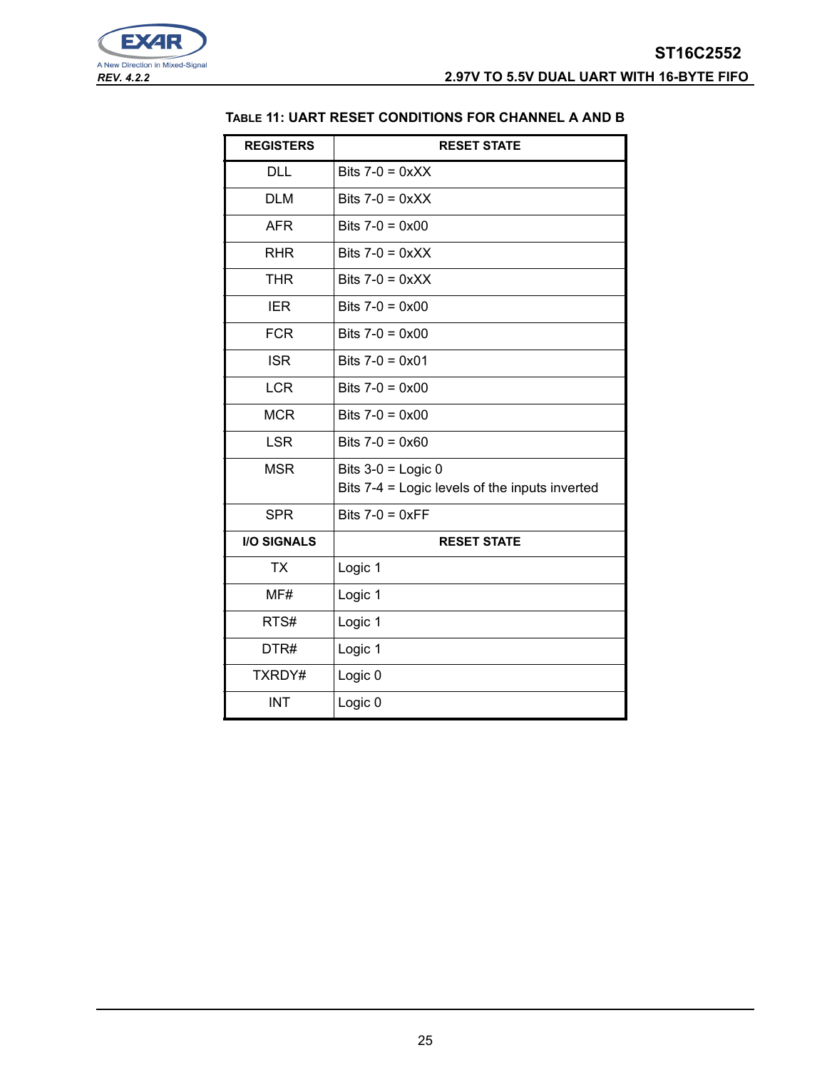**TABLE 11: UART RESET CONDITIONS FOR CHANNEL A AND B**

| REGISTERS | RESET STATE |
|---|---|
| DLL | Bits 7-0 = 0xXX |
| DLM | Bits 7-0 = 0xXX |
| AFR | Bits 7-0 = 0x00 |
| RHR | Bits 7-0 = 0xXX |
| THR | Bits 7-0 = 0xXX |
| IER | Bits 7-0 = 0x00 |
| FCR | Bits 7-0 = 0x00 |
| ISR | Bits 7-0 = 0x01 |
| LCR | Bits 7-0 = 0x00 |
| MCR | Bits 7-0 = 0x00 |
| LSR | Bits 7-0 = 0x60 |
| MSR | Bits 3-0 = Logic 0<br>Bits 7-4 = Logic levels of the inputs inverted |
| SPR | Bits 7-0 = 0xFF |
| **I/O SIGNALS** | **RESET STATE** |
| TX | Logic 1 |
| MF# | Logic 1 |
| RTS# | Logic 1 |
| DTR# | Logic 1 |
| TXRDY# | Logic 0 |
| INT | Logic 0 |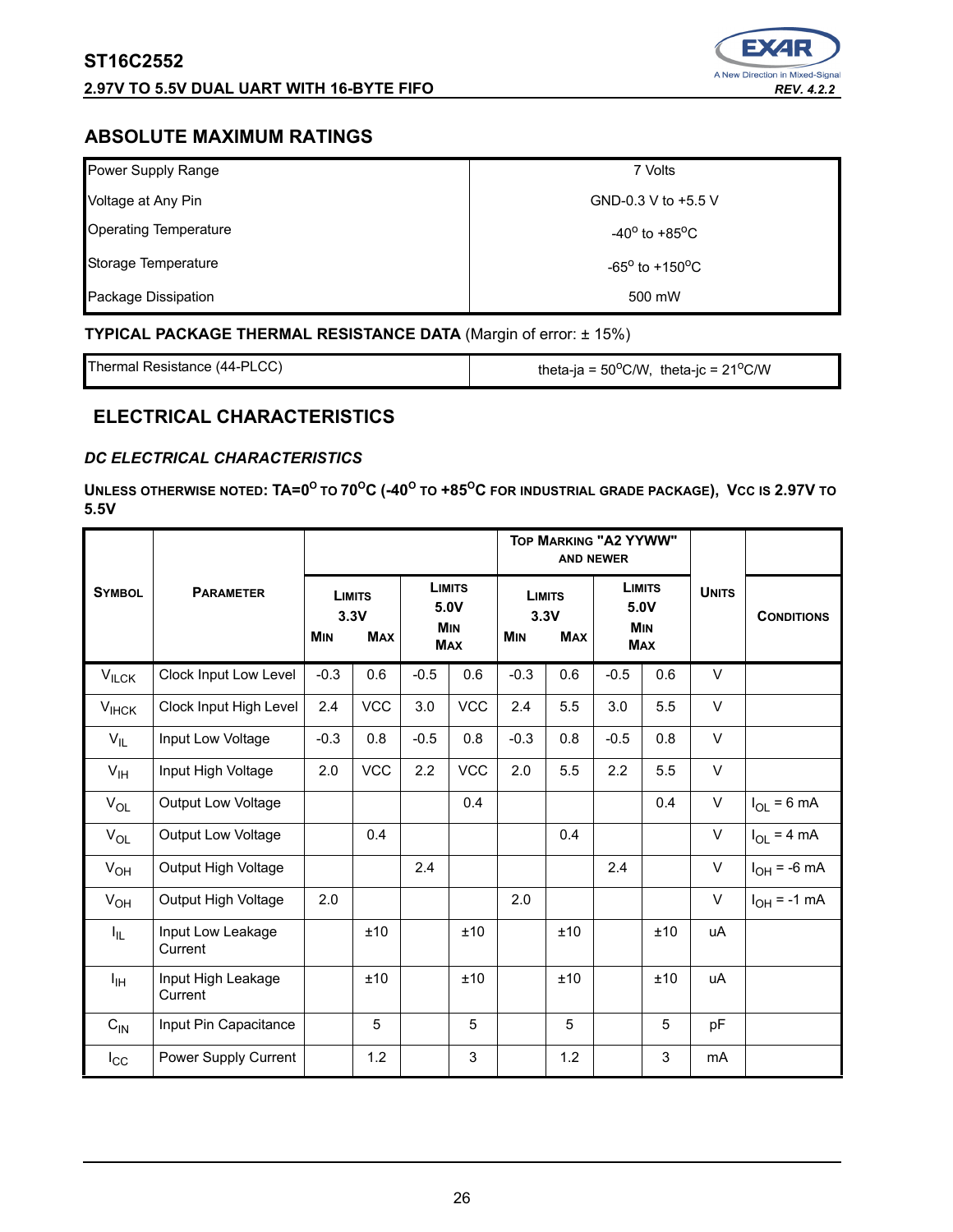## ABSOLUTE MAXIMUM RATINGS

| | |
|---|---|
| Power Supply Range | 7 Volts |
| Voltage at Any Pin | GND-0.3 V to +5.5 V |
| Operating Temperature | -40$^{o}$ to +85$^{o}$C |
| Storage Temperature | -65$^{o}$ to +150$^{o}$C |
| Package Dissipation | 500 mW |

**TYPICAL PACKAGE THERMAL RESISTANCE DATA** (Margin of error: ± 15%)

| | |
|---|---|
| Thermal Resistance (44-PLCC) | theta-ja = 50$^{o}$C/W, theta-jc = 21$^{o}$C/W |

## ELECTRICAL CHARACTERISTICS

### *DC ELECTRICAL CHARACTERISTICS*

**UNLESS OTHERWISE NOTED: TA=0$^{O}$ TO 70$^{O}$C (-40$^{O}$ TO +85$^{O}$C FOR INDUSTRIAL GRADE PACKAGE), VCC IS 2.97V TO 5.5V**

| SYMBOL | PARAMETER | | | | | TOP MARKING "A2 YYWW" AND NEWER | | | | UNITS | CONDITIONS |
|---|---|---|---|---|---|---|---|---|---|---|---|
| | | LIMITS 3.3V | | LIMITS 5.0V | | LIMITS 3.3V | | LIMITS 5.0V | | | |
| | | MIN | MAX | MIN | MAX | MIN | MAX | MIN | MAX | | |
| $V_{ILCK}$ | Clock Input Low Level | -0.3 | 0.6 | -0.5 | 0.6 | -0.3 | 0.6 | -0.5 | 0.6 | V | |
| $V_{IHCK}$ | Clock Input High Level | 2.4 | VCC | 3.0 | VCC | 2.4 | 5.5 | 3.0 | 5.5 | V | |
| $V_{IL}$ | Input Low Voltage | -0.3 | 0.8 | -0.5 | 0.8 | -0.3 | 0.8 | -0.5 | 0.8 | V | |
| $V_{IH}$ | Input High Voltage | 2.0 | VCC | 2.2 | VCC | 2.0 | 5.5 | 2.2 | 5.5 | V | |
| $V_{OL}$ | Output Low Voltage | | | | 0.4 | | | | 0.4 | V | $I_{OL}$ = 6 mA |
| $V_{OL}$ | Output Low Voltage | | 0.4 | | | | 0.4 | | | V | $I_{OL}$ = 4 mA |
| $V_{OH}$ | Output High Voltage | | | 2.4 | | | | 2.4 | | V | $I_{OH}$ = -6 mA |
| $V_{OH}$ | Output High Voltage | 2.0 | | | | 2.0 | | | | V | $I_{OH}$ = -1 mA |
| $I_{IL}$ | Input Low Leakage Current | | ±10 | | ±10 | | ±10 | | ±10 | uA | |
| $I_{IH}$ | Input High Leakage Current | | ±10 | | ±10 | | ±10 | | ±10 | uA | |
| $C_{IN}$ | Input Pin Capacitance | | 5 | | 5 | | 5 | | 5 | pF | |
| $I_{CC}$ | Power Supply Current | | 1.2 | | 3 | | 1.2 | | 3 | mA | |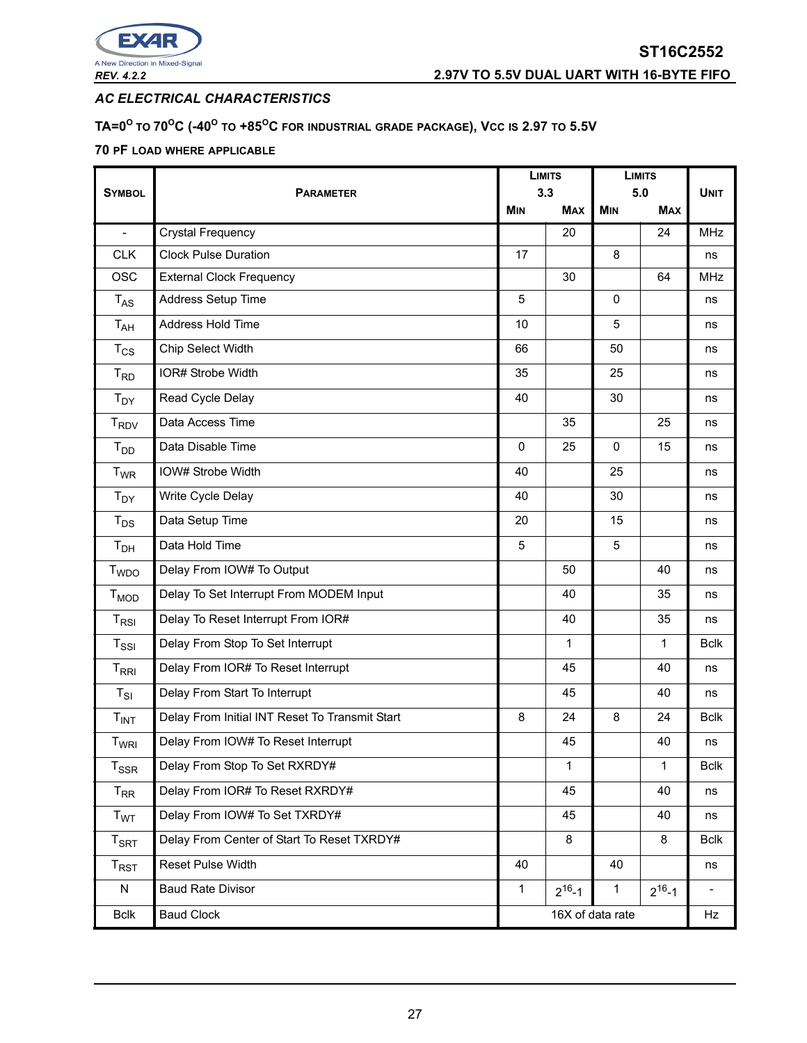## AC ELECTRICAL CHARACTERISTICS

**TA=0°C TO 70°C (-40° TO +85°C FOR INDUSTRIAL GRADE PACKAGE), VCC IS 2.97 TO 5.5V**

**70 PF LOAD WHERE APPLICABLE**

| SYMBOL | PARAMETER | LIMITS 3.3 | | LIMITS 5.0 | | UNIT |
|---|---|---|---|---|---|---|
| | | MIN | MAX | MIN | MAX | |
| - | Crystal Frequency | | 20 | | 24 | MHz |
| CLK | Clock Pulse Duration | 17 | | 8 | | ns |
| OSC | External Clock Frequency | | 30 | | 64 | MHz |
| $T_{AS}$ | Address Setup Time | 5 | | 0 | | ns |
| $T_{AH}$ | Address Hold Time | 10 | | 5 | | ns |
| $T_{CS}$ | Chip Select Width | 66 | | 50 | | ns |
| $T_{RD}$ | IOR# Strobe Width | 35 | | 25 | | ns |
| $T_{DY}$ | Read Cycle Delay | 40 | | 30 | | ns |
| $T_{RDV}$ | Data Access Time | | 35 | | 25 | ns |
| $T_{DD}$ | Data Disable Time | 0 | 25 | 0 | 15 | ns |
| $T_{WR}$ | IOW# Strobe Width | 40 | | 25 | | ns |
| $T_{DY}$ | Write Cycle Delay | 40 | | 30 | | ns |
| $T_{DS}$ | Data Setup Time | 20 | | 15 | | ns |
| $T_{DH}$ | Data Hold Time | 5 | | 5 | | ns |
| $T_{WDO}$ | Delay From IOW# To Output | | 50 | | 40 | ns |
| $T_{MOD}$ | Delay To Set Interrupt From MODEM Input | | 40 | | 35 | ns |
| $T_{RSI}$ | Delay To Reset Interrupt From IOR# | | 40 | | 35 | ns |
| $T_{SSI}$ | Delay From Stop To Set Interrupt | | 1 | | 1 | Bclk |
| $T_{RRI}$ | Delay From IOR# To Reset Interrupt | | 45 | | 40 | ns |
| $T_{SI}$ | Delay From Start To Interrupt | | 45 | | 40 | ns |
| $T_{INT}$ | Delay From Initial INT Reset To Transmit Start | 8 | 24 | 8 | 24 | Bclk |
| $T_{WRI}$ | Delay From IOW# To Reset Interrupt | | 45 | | 40 | ns |
| $T_{SSR}$ | Delay From Stop To Set RXRDY# | | 1 | | 1 | Bclk |
| $T_{RR}$ | Delay From IOR# To Reset RXRDY# | | 45 | | 40 | ns |
| $T_{WT}$ | Delay From IOW# To Set TXRDY# | | 45 | | 40 | ns |
| $T_{SRT}$ | Delay From Center of Start To Reset TXRDY# | | 8 | | 8 | Bclk |
| $T_{RST}$ | Reset Pulse Width | 40 | | 40 | | ns |
| N | Baud Rate Divisor | 1 | $2^{16}-1$ | 1 | $2^{16}-1$ | - |
| Bclk | Baud Clock | 16X of data rate | | | | Hz |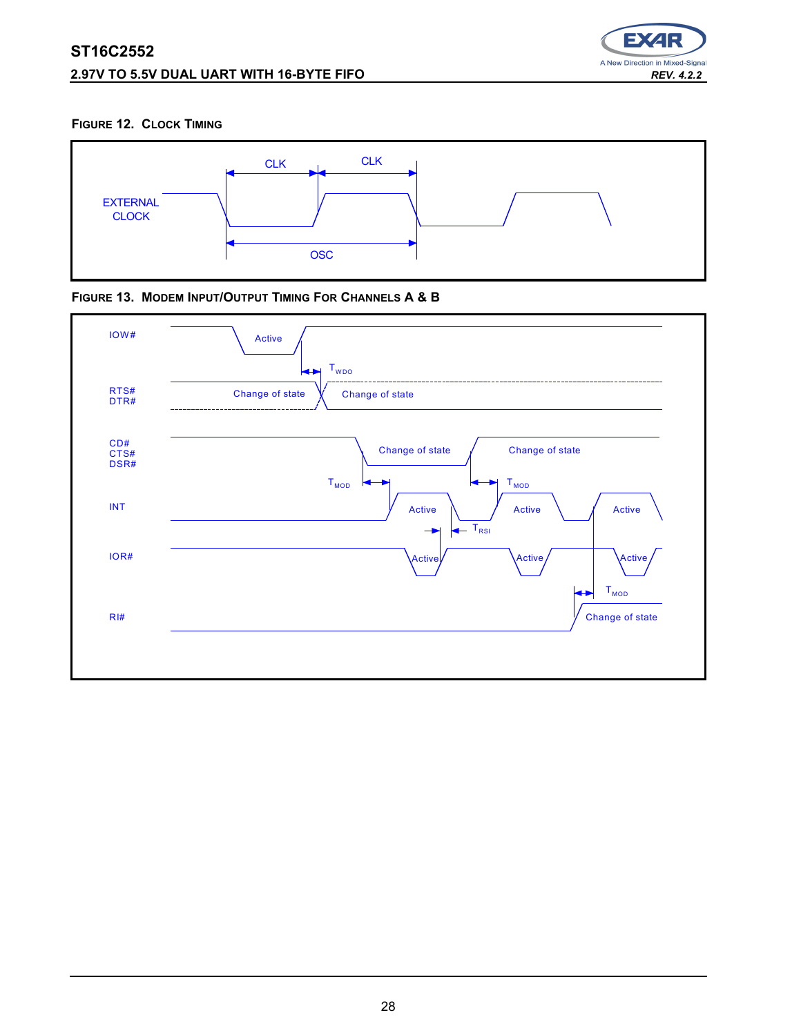**FIGURE 12. CLOCK TIMING**

EXTERNAL CLOCK

CLK

CLK

OSC

**FIGURE 13. MODEM INPUT/OUTPUT TIMING FOR CHANNELS A & B**

IOW#

Active

$T_{WDO}$

RTS#
DTR#

Change of state

Change of state

CD#
CTS#
DSR#

Change of state

Change of state

$T_{MOD}$

$T_{MOD}$

INT

Active

Active

Active

$T_{RSI}$

IOR#

Active

Active

Active

$T_{MOD}$

RI#

Change of state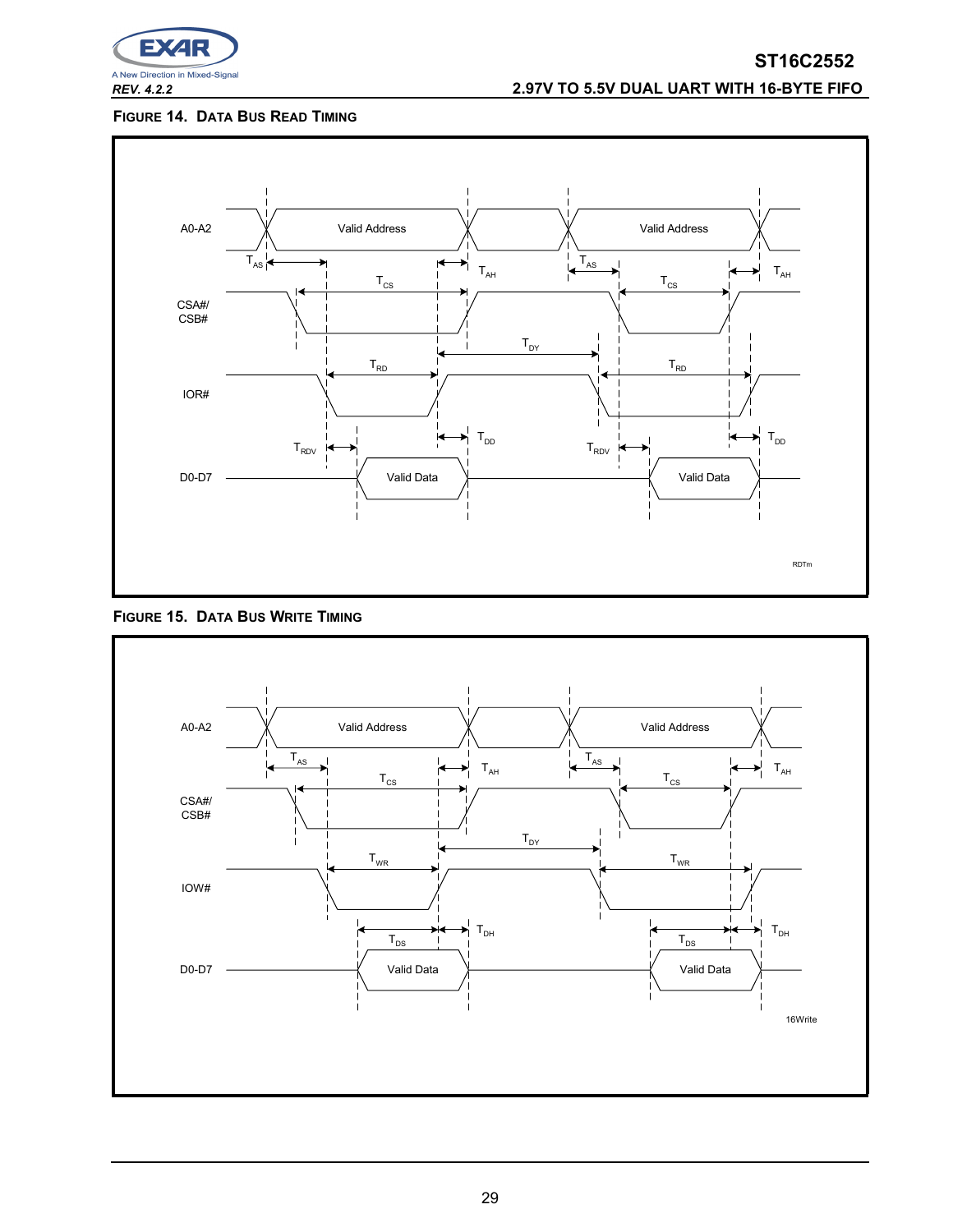**FIGURE 14. DATA BUS READ TIMING**

A0-A2 — Valid Address — Valid Address

$T_{AS}$ $T_{AH}$ $T_{AS}$ $T_{AH}$

$T_{CS}$ $T_{CS}$

CSA#/ CSB#

$T_{DY}$

$T_{RD}$ $T_{RD}$

IOR#

$T_{DD}$ $T_{DD}$

$T_{RDV}$ $T_{RDV}$

D0-D7 — Valid Data — Valid Data

RDTm

**FIGURE 15. DATA BUS WRITE TIMING**

A0-A2 — Valid Address — Valid Address

$T_{AS}$ $T_{AH}$ $T_{AS}$ $T_{AH}$

$T_{CS}$ $T_{CS}$

CSA#/ CSB#

$T_{DY}$

$T_{WR}$ $T_{WR}$

IOW#

$T_{DH}$ $T_{DH}$

$T_{DS}$ $T_{DS}$

D0-D7 — Valid Data — Valid Data

16Write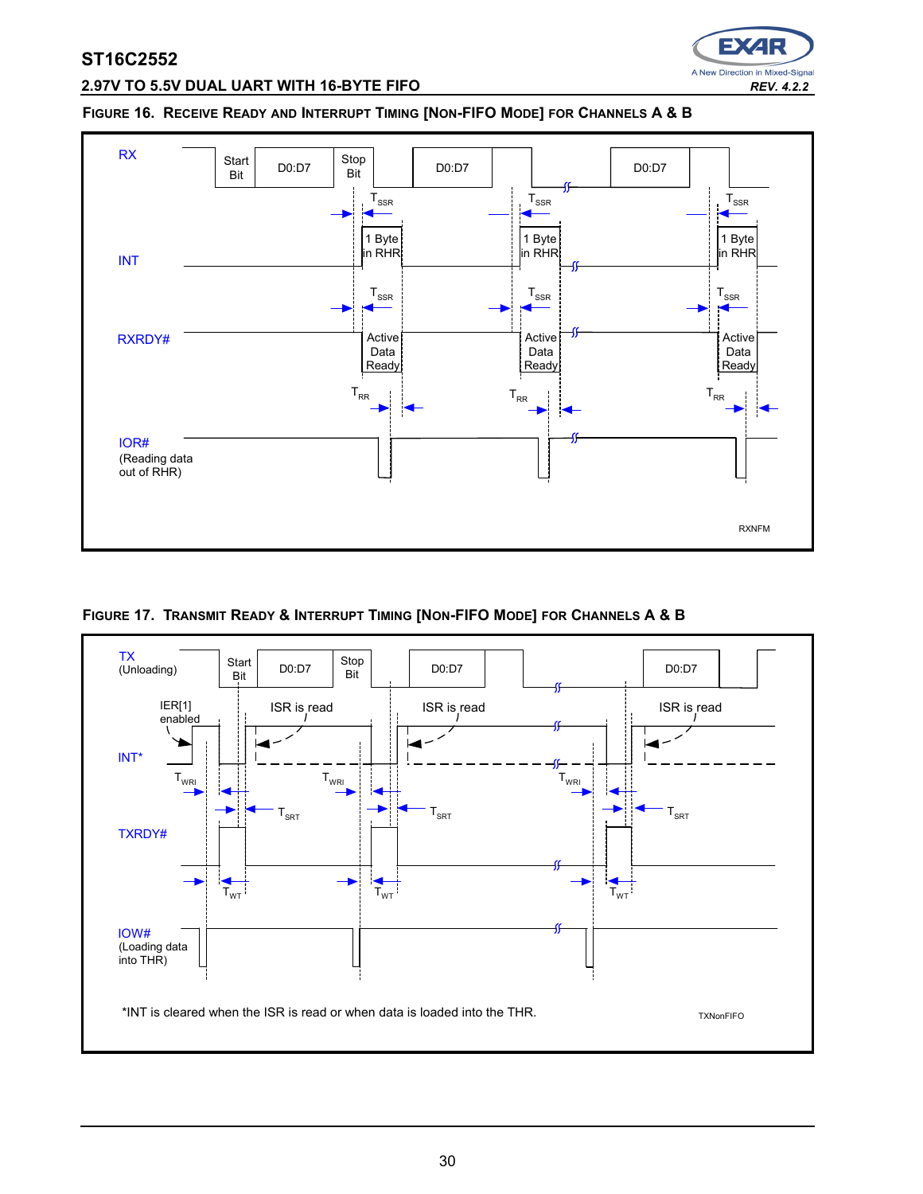### FIGURE 16. RECEIVE READY AND INTERRUPT TIMING [NON-FIFO MODE] FOR CHANNELS A & B

RX

Start Bit | D0:D7 | Stop Bit | D0:D7 | D0:D7

$T_{SSR}$

INT

1 Byte in RHR

$T_{SSR}$

RXRDY#

Active Data Ready

$T_{RR}$

IOR#
(Reading data out of RHR)

RXNFM

### FIGURE 17. TRANSMIT READY & INTERRUPT TIMING [NON-FIFO MODE] FOR CHANNELS A & B

TX
(Unloading)

Start Bit | D0:D7 | Stop Bit | D0:D7 | D0:D7

IER[1] enabled

ISR is read

INT*

$T_{WRI}$

$T_{SRT}$

TXRDY#

$T_{WT}$

IOW#
(Loading data into THR)

*INT is cleared when the ISR is read or when data is loaded into the THR.

TXNonFIFO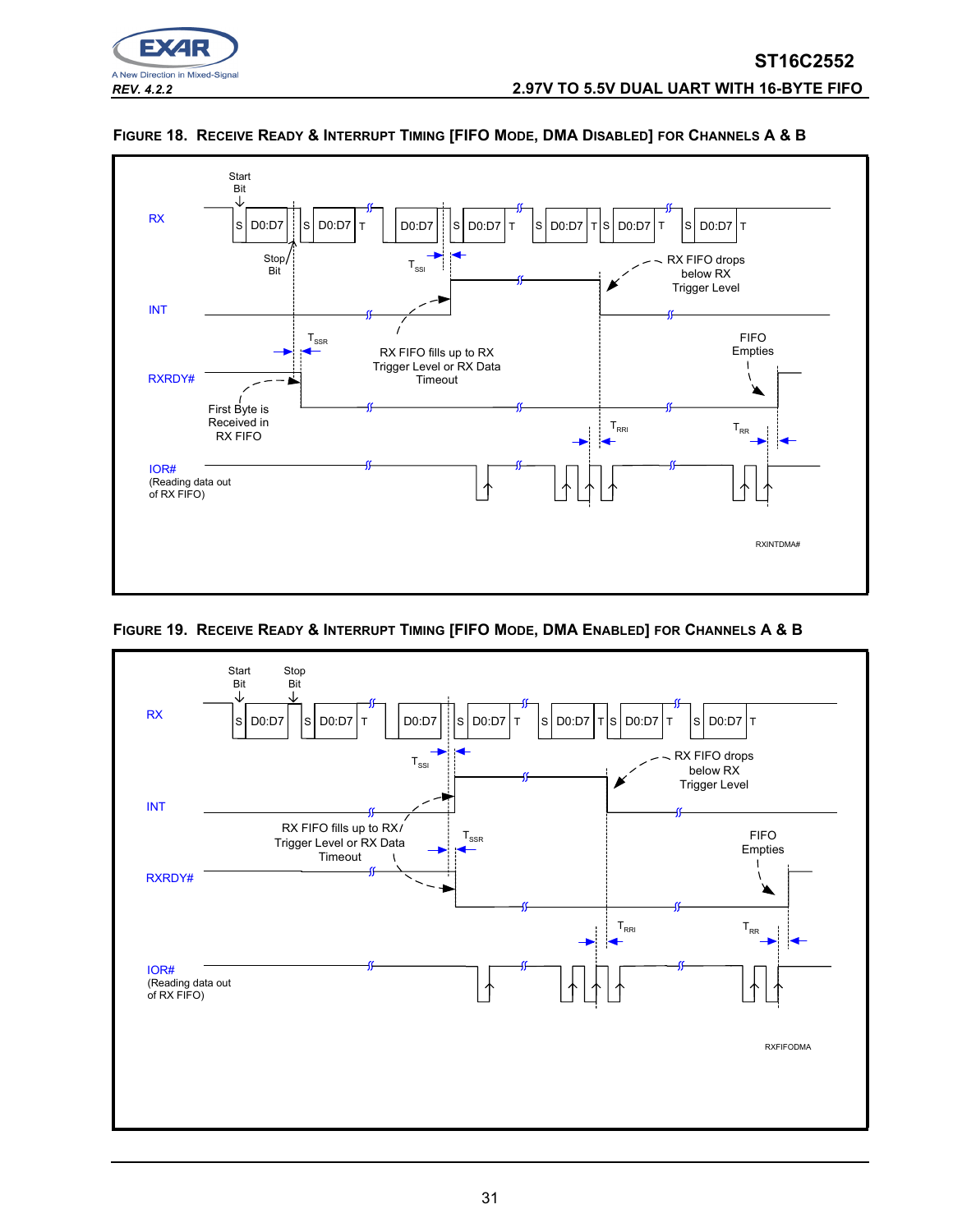#### FIGURE 18. RECEIVE READY & INTERRUPT TIMING [FIFO MODE, DMA DISABLED] FOR CHANNELS A & B

Start Bit

RX

S D0:D7 | S D0:D7 T | D0:D7 | S D0:D7 T | S D0:D7 T S D0:D7 T | S D0:D7 T

Stop Bit

$T_{SSI}$

RX FIFO drops below RX Trigger Level

INT

$T_{SSR}$

RX FIFO fills up to RX Trigger Level or RX Data Timeout

FIFO Empties

RXRDY#

First Byte is Received in RX FIFO

$T_{RRI}$

$T_{RR}$

IOR# (Reading data out of RX FIFO)

RXINTDMA#

#### FIGURE 19. RECEIVE READY & INTERRUPT TIMING [FIFO MODE, DMA ENABLED] FOR CHANNELS A & B

Start Bit

Stop Bit

RX

S D0:D7 | S D0:D7 T | D0:D7 | S D0:D7 T | S D0:D7 T S D0:D7 T | S D0:D7 T

$T_{SSI}$

RX FIFO drops below RX Trigger Level

INT

RX FIFO fills up to RX Trigger Level or RX Data Timeout

$T_{SSR}$

FIFO Empties

RXRDY#

$T_{RRI}$

$T_{RR}$

IOR# (Reading data out of RX FIFO)

RXFIFODMA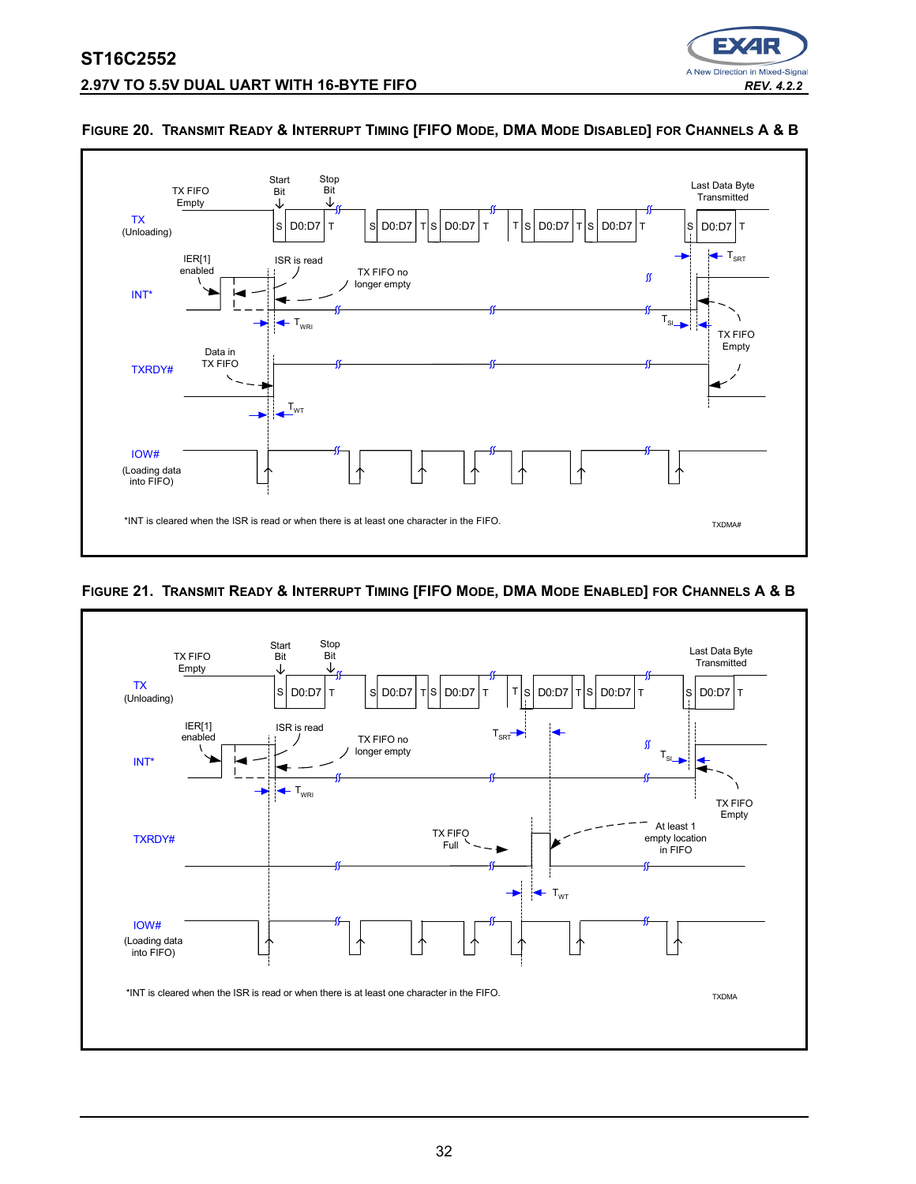#### FIGURE 20. TRANSMIT READY & INTERRUPT TIMING [FIFO MODE, DMA MODE DISABLED] FOR CHANNELS A & B

TX FIFO Empty

Start Bit

Stop Bit

Last Data Byte Transmitted

TX (Unloading)

S D0:D7 T S D0:D7 T S D0:D7 T T S D0:D7 T S D0:D7 T S D0:D7 T

IER[1] enabled

ISR is read

TX FIFO no longer empty

$T_{SRT}$

INT*

$T_{WRI}$

$T_{SI}$

TX FIFO Empty

Data in TX FIFO

TXRDY#

$T_{WT}$

IOW# (Loading data into FIFO)

*INT is cleared when the ISR is read or when there is at least one character in the FIFO.

TXDMA#

#### FIGURE 21. TRANSMIT READY & INTERRUPT TIMING [FIFO MODE, DMA MODE ENABLED] FOR CHANNELS A & B

TX FIFO Empty

Start Bit

Stop Bit

Last Data Byte Transmitted

TX (Unloading)

S D0:D7 T S D0:D7 T S D0:D7 T T S D0:D7 T S D0:D7 T S D0:D7 T

IER[1] enabled

ISR is read

TX FIFO no longer empty

$T_{SRT}$

INT*

$T_{WRI}$

$T_{SI}$

TX FIFO Empty

TX FIFO Full

At least 1 empty location in FIFO

TXRDY#

$T_{WT}$

IOW# (Loading data into FIFO)

*INT is cleared when the ISR is read or when there is at least one character in the FIFO.

TXDMA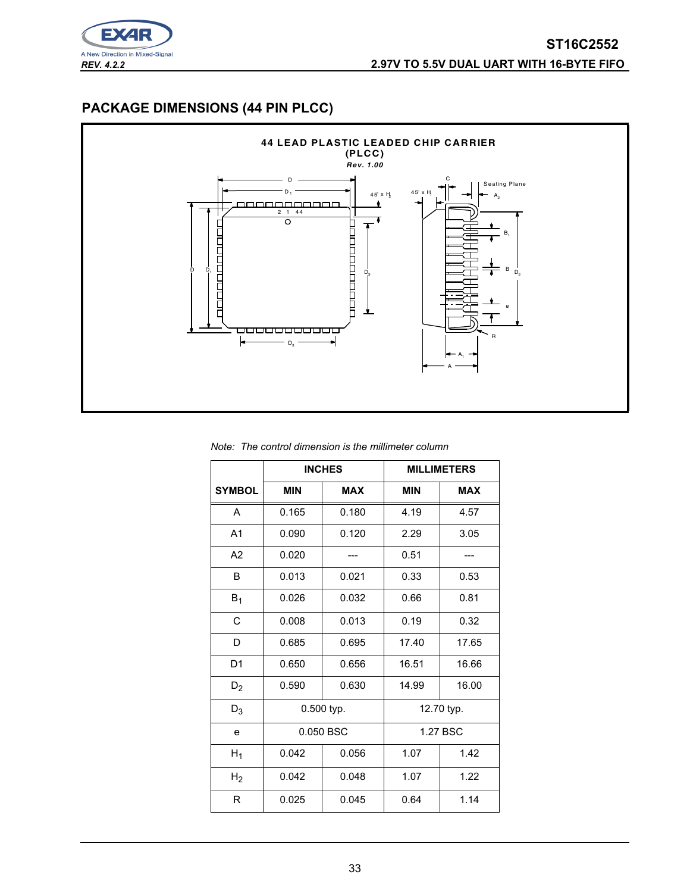## PACKAGE DIMENSIONS (44 PIN PLCC)

**44 LEAD PLASTIC LEADED CHIP CARRIER (PLCC)**

***Rev. 1.00***

*Note: The control dimension is the millimeter column*

| SYMBOL | INCHES | | MILLIMETERS | |
|---|---|---|---|---|
| | MIN | MAX | MIN | MAX |
| A | 0.165 | 0.180 | 4.19 | 4.57 |
| A1 | 0.090 | 0.120 | 2.29 | 3.05 |
| A2 | 0.020 | --- | 0.51 | --- |
| B | 0.013 | 0.021 | 0.33 | 0.53 |
| $B_1$ | 0.026 | 0.032 | 0.66 | 0.81 |
| C | 0.008 | 0.013 | 0.19 | 0.32 |
| D | 0.685 | 0.695 | 17.40 | 17.65 |
| D1 | 0.650 | 0.656 | 16.51 | 16.66 |
| $D_2$ | 0.590 | 0.630 | 14.99 | 16.00 |
| $D_3$ | 0.500 typ. | | 12.70 typ. | |
| e | 0.050 BSC | | 1.27 BSC | |
| $H_1$ | 0.042 | 0.056 | 1.07 | 1.42 |
| $H_2$ | 0.042 | 0.048 | 1.07 | 1.22 |
| R | 0.025 | 0.045 | 0.64 | 1.14 |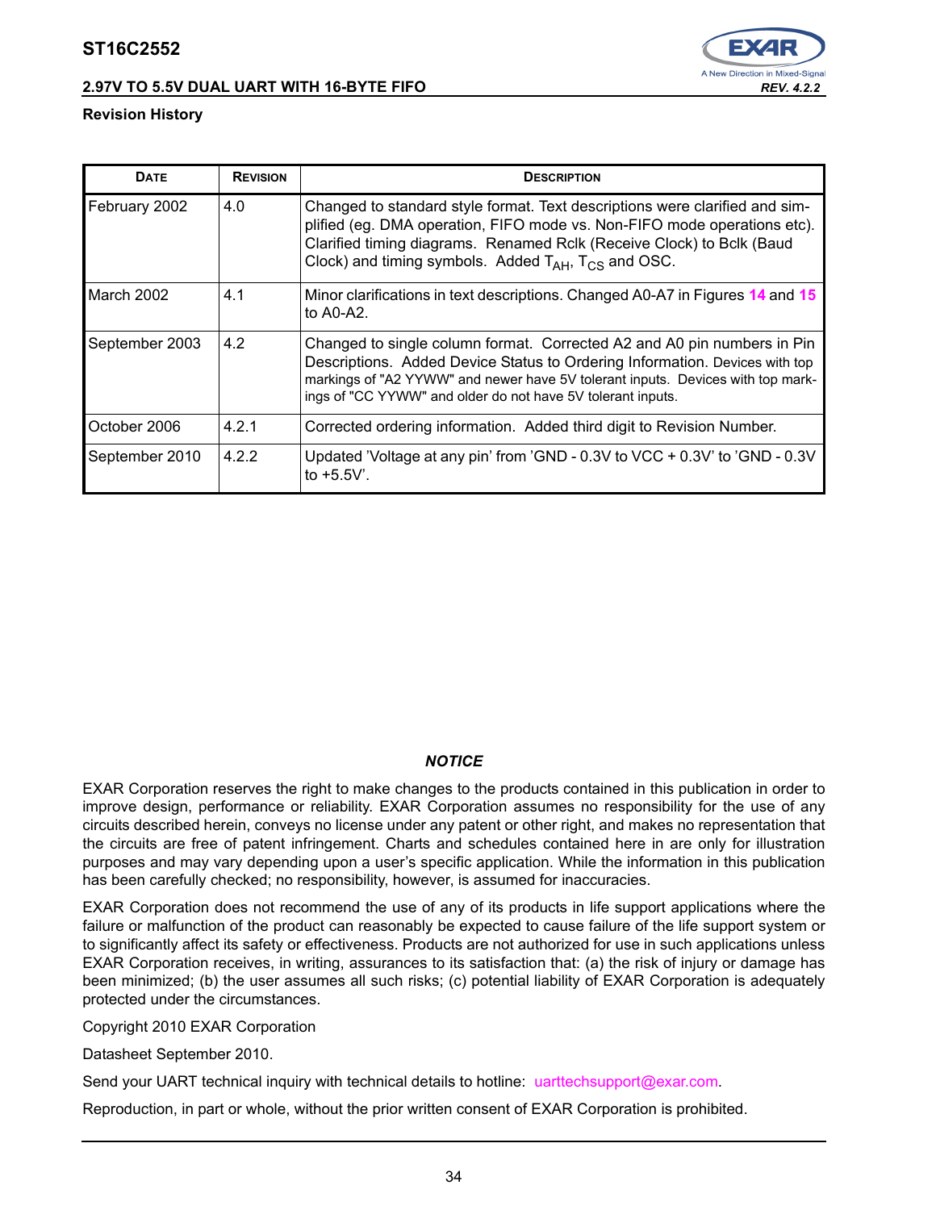**Revision History**

| DATE | REVISION | DESCRIPTION |
|---|---|---|
| February 2002 | 4.0 | Changed to standard style format. Text descriptions were clarified and simplified (eg. DMA operation, FIFO mode vs. Non-FIFO mode operations etc). Clarified timing diagrams. Renamed Rclk (Receive Clock) to Bclk (Baud Clock) and timing symbols. Added $T_{AH}$, $T_{CS}$ and OSC. |
| March 2002 | 4.1 | Minor clarifications in text descriptions. Changed A0-A7 in Figures 14 and 15 to A0-A2. |
| September 2003 | 4.2 | Changed to single column format. Corrected A2 and A0 pin numbers in Pin Descriptions. Added Device Status to Ordering Information. Devices with top markings of "A2 YYWW" and newer have 5V tolerant inputs. Devices with top markings of "CC YYWW" and older do not have 5V tolerant inputs. |
| October 2006 | 4.2.1 | Corrected ordering information. Added third digit to Revision Number. |
| September 2010 | 4.2.2 | Updated 'Voltage at any pin' from 'GND - 0.3V to VCC + 0.3V' to 'GND - 0.3V to +5.5V'. |

***NOTICE***

EXAR Corporation reserves the right to make changes to the products contained in this publication in order to improve design, performance or reliability. EXAR Corporation assumes no responsibility for the use of any circuits described herein, conveys no license under any patent or other right, and makes no representation that the circuits are free of patent infringement. Charts and schedules contained here in are only for illustration purposes and may vary depending upon a user's specific application. While the information in this publication has been carefully checked; no responsibility, however, is assumed for inaccuracies.

EXAR Corporation does not recommend the use of any of its products in life support applications where the failure or malfunction of the product can reasonably be expected to cause failure of the life support system or to significantly affect its safety or effectiveness. Products are not authorized for use in such applications unless EXAR Corporation receives, in writing, assurances to its satisfaction that: (a) the risk of injury or damage has been minimized; (b) the user assumes all such risks; (c) potential liability of EXAR Corporation is adequately protected under the circumstances.

Copyright 2010 EXAR Corporation

Datasheet September 2010.

Send your UART technical inquiry with technical details to hotline: uarttechsupport@exar.com.

Reproduction, in part or whole, without the prior written consent of EXAR Corporation is prohibited.